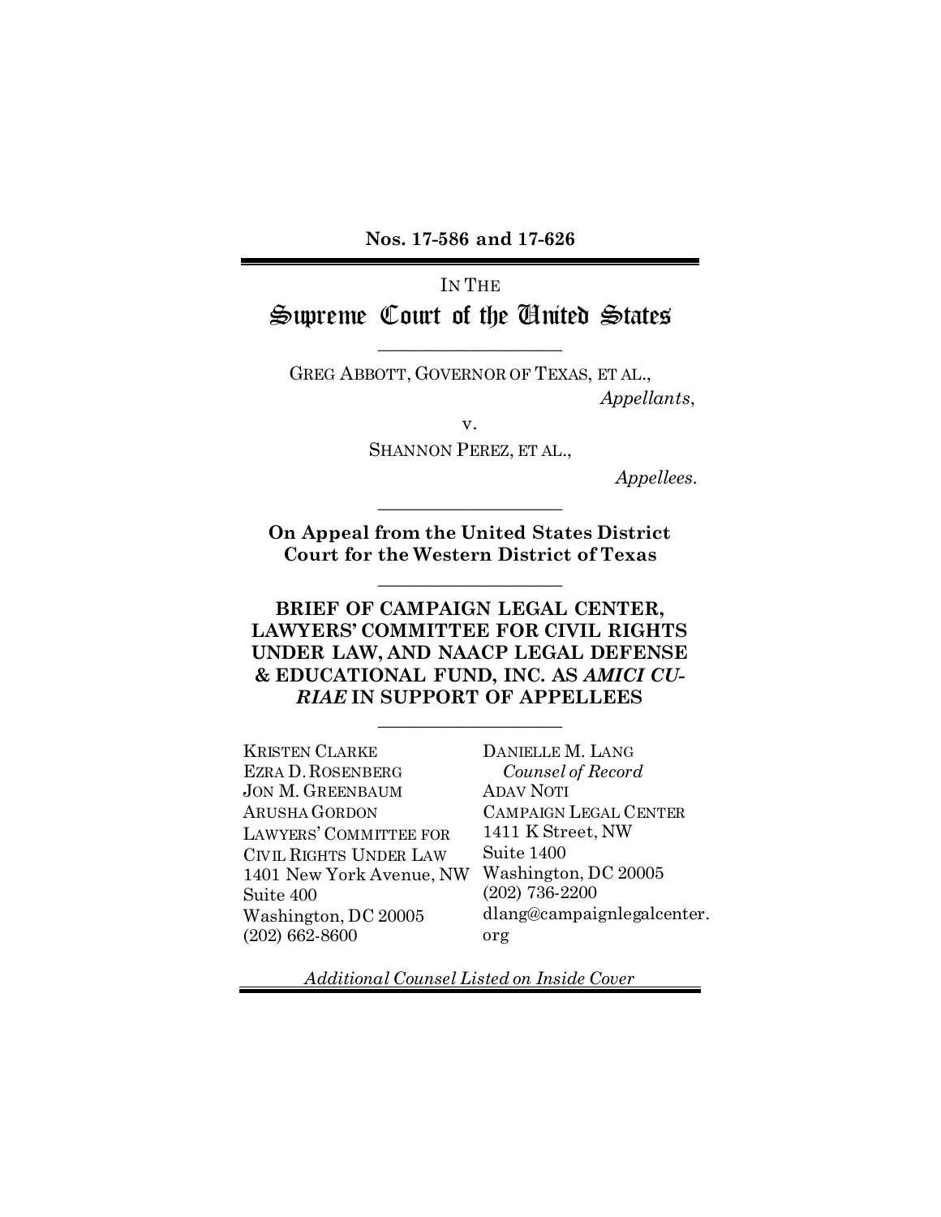**Nos. 17-586 and 17-626**

IN THE

# Supreme Court of the United States

---

GREG ABBOTT, GOVERNOR OF TEXAS, ET AL.,

*Appellants*,

v.

SHANNON PEREZ, ET AL.,

*Appellees*.

---

**On Appeal from the United States District Court for the Western District of Texas**

---

**BRIEF OF CAMPAIGN LEGAL CENTER, LAWYERS' COMMITTEE FOR CIVIL RIGHTS UNDER LAW, AND NAACP LEGAL DEFENSE & EDUCATIONAL FUND, INC. AS *AMICI CURIAE* IN SUPPORT OF APPELLEES**

---

KRISTEN CLARKE
EZRA D. ROSENBERG
JON M. GREENBAUM
ARUSHA GORDON
LAWYERS' COMMITTEE FOR CIVIL RIGHTS UNDER LAW
1401 New York Avenue, NW
Suite 400
Washington, DC 20005
(202) 662-8600

DANIELLE M. LANG
*Counsel of Record*
ADAV NOTI
CAMPAIGN LEGAL CENTER
1411 K Street, NW
Suite 1400
Washington, DC 20005
(202) 736-2200
dlang@campaignlegalcenter.org

*Additional Counsel Listed on Inside Cover*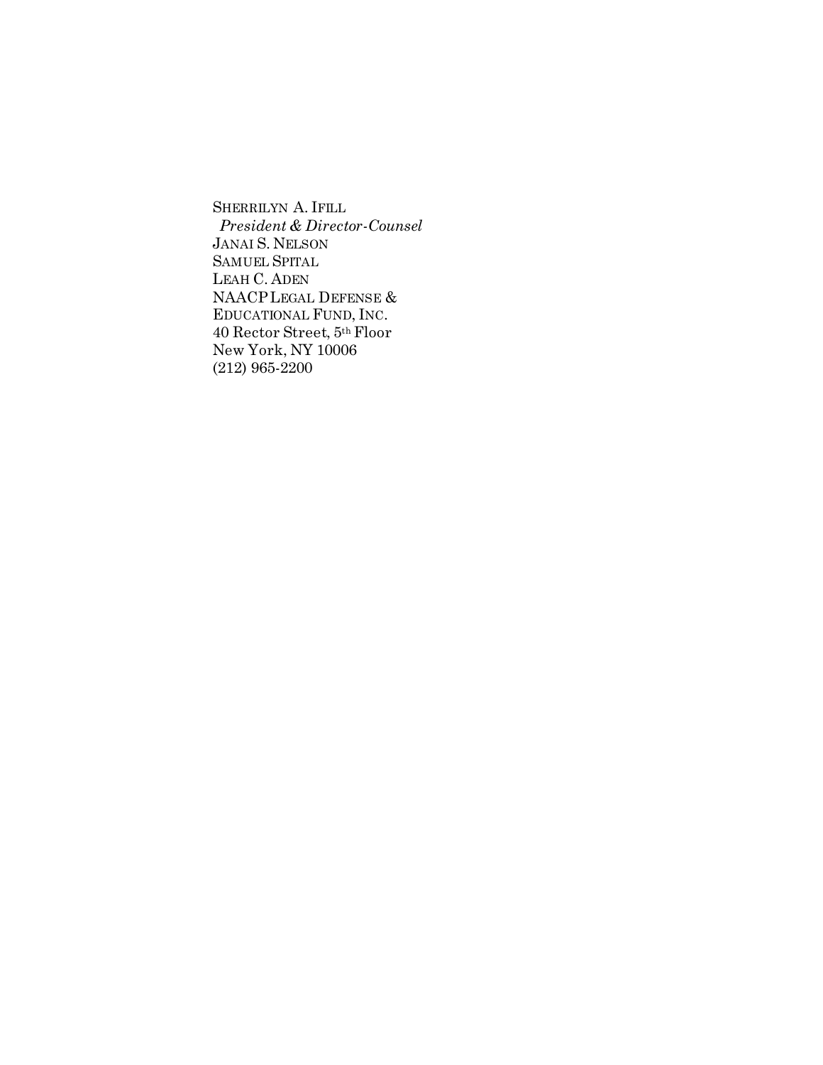SHERRILYN A. IFILL
*President & Director-Counsel*
JANAI S. NELSON
SAMUEL SPITAL
LEAH C. ADEN
NAACP LEGAL DEFENSE &
EDUCATIONAL FUND, INC.
40 Rector Street, 5th Floor
New York, NY 10006
(212) 965-2200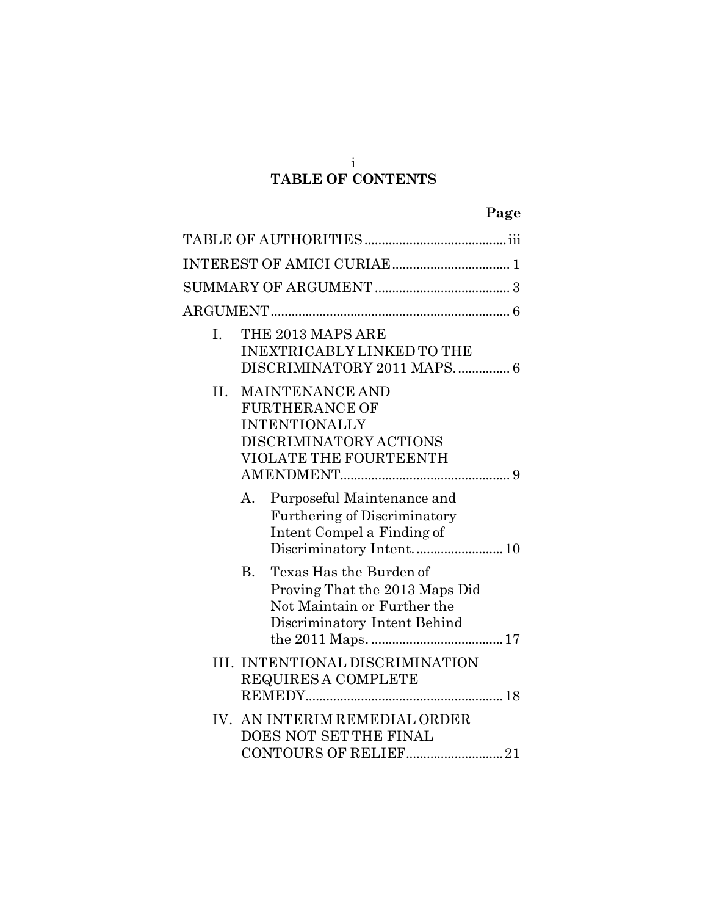# TABLE OF CONTENTS

| | Page |
|---|---|
| TABLE OF AUTHORITIES | iii |
| INTEREST OF AMICI CURIAE | 1 |
| SUMMARY OF ARGUMENT | 3 |
| ARGUMENT | 6 |
| I. THE 2013 MAPS ARE INEXTRICABLY LINKED TO THE DISCRIMINATORY 2011 MAPS. | 6 |
| II. MAINTENANCE AND FURTHERANCE OF INTENTIONALLY DISCRIMINATORY ACTIONS VIOLATE THE FOURTEENTH AMENDMENT | 9 |
| A. Purposeful Maintenance and Furthering of Discriminatory Intent Compel a Finding of Discriminatory Intent. | 10 |
| B. Texas Has the Burden of Proving That the 2013 Maps Did Not Maintain or Further the Discriminatory Intent Behind the 2011 Maps. | 17 |
| III. INTENTIONAL DISCRIMINATION REQUIRES A COMPLETE REMEDY | 18 |
| IV. AN INTERIM REMEDIAL ORDER DOES NOT SET THE FINAL CONTOURS OF RELIEF | 21 |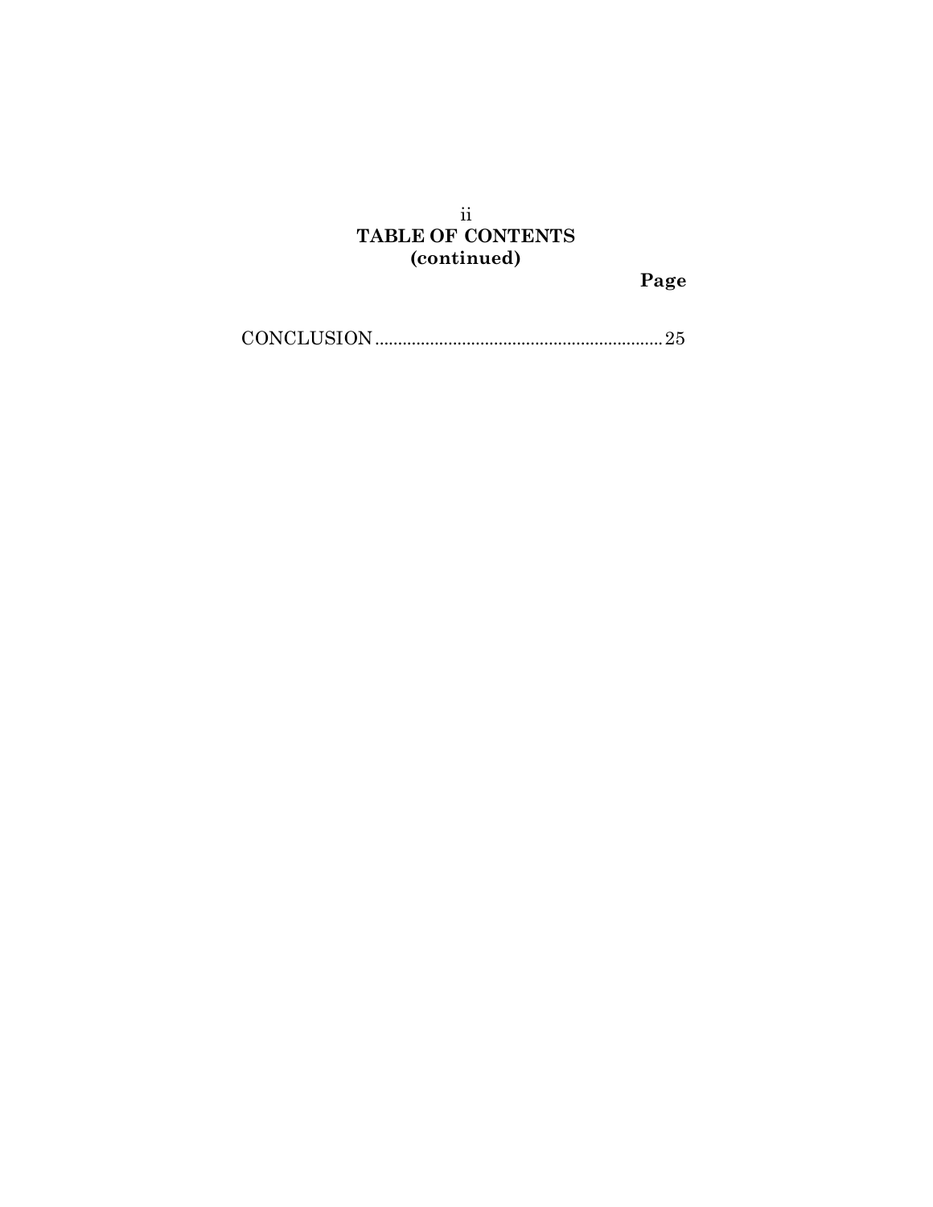**TABLE OF CONTENTS**
**(continued)**

**Page**

CONCLUSION ............................................................. 25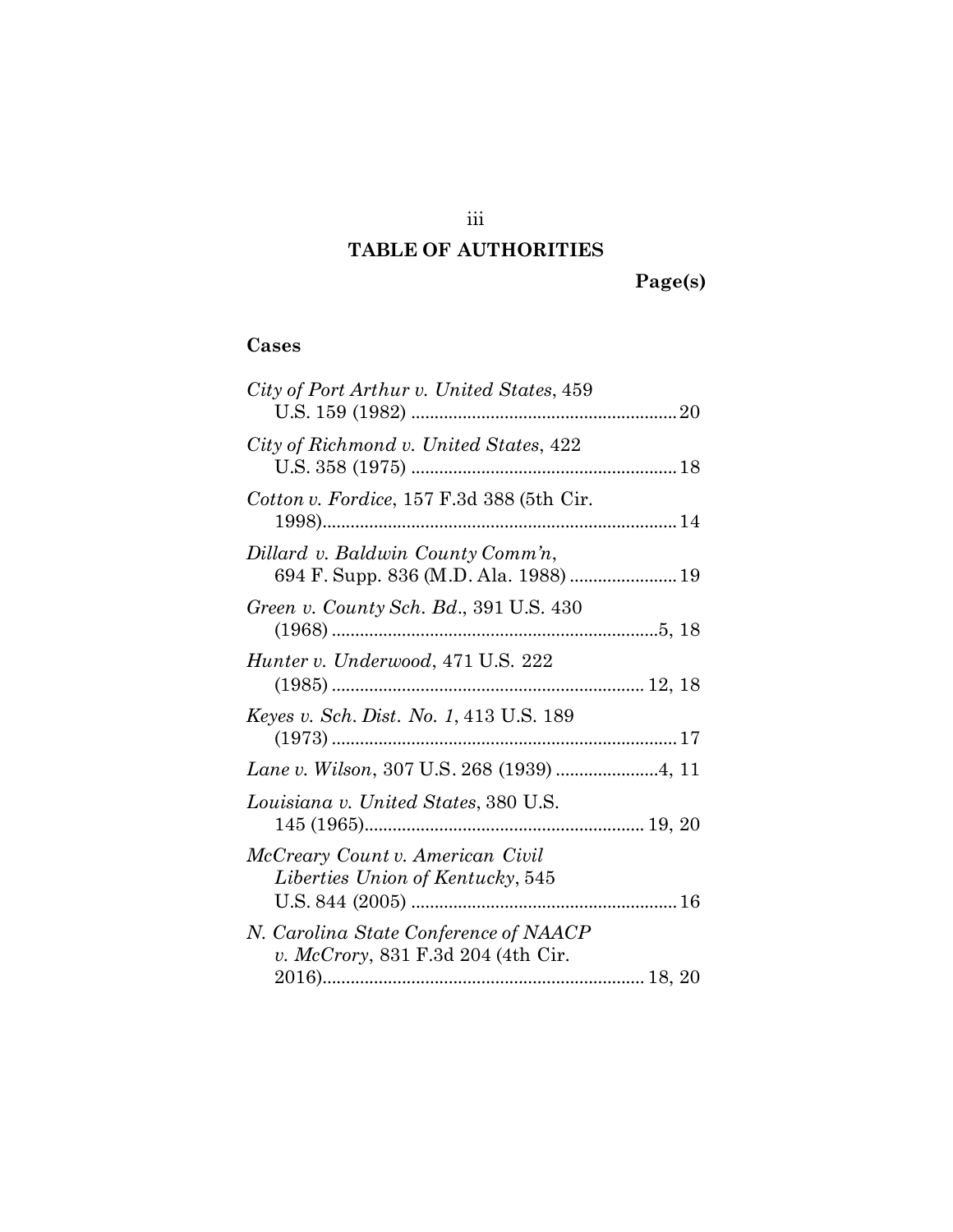# TABLE OF AUTHORITIES

**Page(s)**

### Cases

*City of Port Arthur v. United States*, 459 U.S. 159 (1982) ........................................................ 20

*City of Richmond v. United States*, 422 U.S. 358 (1975) ........................................................ 18

*Cotton v. Fordice*, 157 F.3d 388 (5th Cir. 1998)........................................................................... 14

*Dillard v. Baldwin County Comm'n*, 694 F. Supp. 836 (M.D. Ala. 1988) ....................... 19

*Green v. County Sch. Bd.*, 391 U.S. 430 (1968) .....................................................................5, 18

*Hunter v. Underwood*, 471 U.S. 222 (1985) .................................................................. 12, 18

*Keyes v. Sch. Dist. No. 1*, 413 U.S. 189 (1973) ......................................................................... 17

*Lane v. Wilson*, 307 U.S. 268 (1939) ......................4, 11

*Louisiana v. United States*, 380 U.S. 145 (1965)........................................................... 19, 20

*McCreary Count v. American Civil Liberties Union of Kentucky*, 545 U.S. 844 (2005) ........................................................ 16

*N. Carolina State Conference of NAACP v. McCrory*, 831 F.3d 204 (4th Cir. 2016).................................................................... 18, 20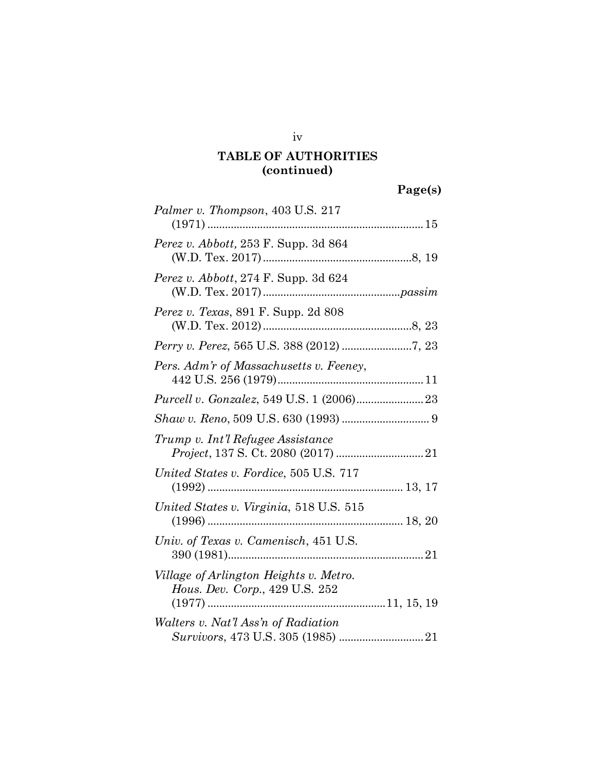## TABLE OF AUTHORITIES (continued)

**Page(s)**

*Palmer v. Thompson*, 403 U.S. 217 (1971) .......... 15

*Perez v. Abbott,* 253 F. Supp. 3d 864 (W.D. Tex. 2017) .......... 8, 19

*Perez v. Abbott*, 274 F. Supp. 3d 624 (W.D. Tex. 2017) .......... *passim*

*Perez v. Texas*, 891 F. Supp. 2d 808 (W.D. Tex. 2012) .......... 8, 23

*Perry v. Perez*, 565 U.S. 388 (2012) .......... 7, 23

*Pers. Adm'r of Massachusetts v. Feeney*, 442 U.S. 256 (1979) .......... 11

*Purcell v. Gonzalez*, 549 U.S. 1 (2006) .......... 23

*Shaw v. Reno*, 509 U.S. 630 (1993) .......... 9

*Trump v. Int'l Refugee Assistance Project*, 137 S. Ct. 2080 (2017) .......... 21

*United States v. Fordice*, 505 U.S. 717 (1992) .......... 13, 17

*United States v. Virginia*, 518 U.S. 515 (1996) .......... 18, 20

*Univ. of Texas v. Camenisch*, 451 U.S. 390 (1981) .......... 21

*Village of Arlington Heights v. Metro. Hous. Dev. Corp.*, 429 U.S. 252 (1977) .......... 11, 15, 19

*Walters v. Nat'l Ass'n of Radiation Survivors*, 473 U.S. 305 (1985) .......... 21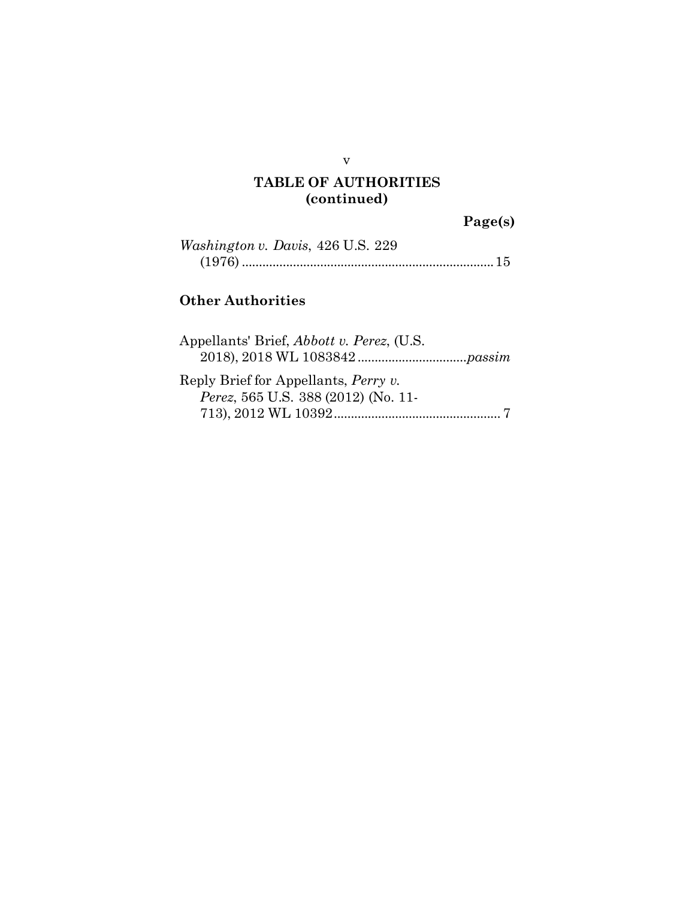## TABLE OF AUTHORITIES (continued)

**Page(s)**

*Washington v. Davis*, 426 U.S. 229 (1976) .......................................................................... 15

### Other Authorities

Appellants' Brief, *Abbott v. Perez*, (U.S. 2018), 2018 WL 1083842 ................................*passim*

Reply Brief for Appellants, *Perry v. Perez*, 565 U.S. 388 (2012) (No. 11-713), 2012 WL 10392................................................. 7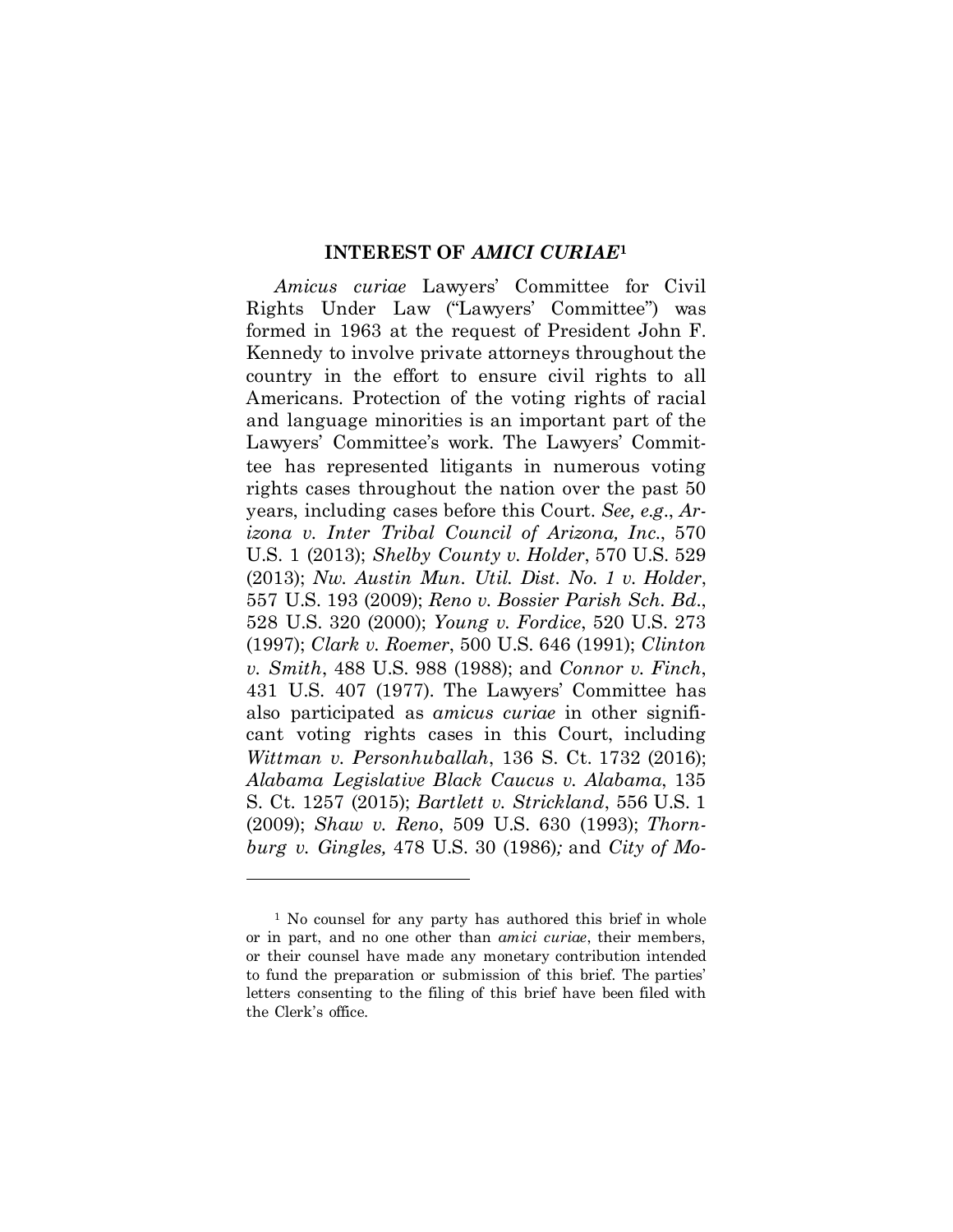## INTEREST OF *AMICI CURIAE*[1]

*Amicus curiae* Lawyers' Committee for Civil Rights Under Law ("Lawyers' Committee") was formed in 1963 at the request of President John F. Kennedy to involve private attorneys throughout the country in the effort to ensure civil rights to all Americans. Protection of the voting rights of racial and language minorities is an important part of the Lawyers' Committee's work. The Lawyers' Committee has represented litigants in numerous voting rights cases throughout the nation over the past 50 years, including cases before this Court. *See, e.g.*, *Arizona v. Inter Tribal Council of Arizona, Inc.*, 570 U.S. 1 (2013); *Shelby County v. Holder*, 570 U.S. 529 (2013); *Nw. Austin Mun. Util. Dist. No. 1 v. Holder*, 557 U.S. 193 (2009); *Reno v. Bossier Parish Sch. Bd.*, 528 U.S. 320 (2000); *Young v. Fordice*, 520 U.S. 273 (1997); *Clark v. Roemer*, 500 U.S. 646 (1991); *Clinton v. Smith*, 488 U.S. 988 (1988); and *Connor v. Finch*, 431 U.S. 407 (1977). The Lawyers' Committee has also participated as *amicus curiae* in other significant voting rights cases in this Court, including *Wittman v. Personhuballah*, 136 S. Ct. 1732 (2016); *Alabama Legislative Black Caucus v. Alabama*, 135 S. Ct. 1257 (2015); *Bartlett v. Strickland*, 556 U.S. 1 (2009); *Shaw v. Reno*, 509 U.S. 630 (1993); *Thornburg v. Gingles,* 478 U.S. 30 (1986)*;* and *City of Mo-*

---

[1] No counsel for any party has authored this brief in whole or in part, and no one other than *amici curiae*, their members, or their counsel have made any monetary contribution intended to fund the preparation or submission of this brief. The parties' letters consenting to the filing of this brief have been filed with the Clerk's office.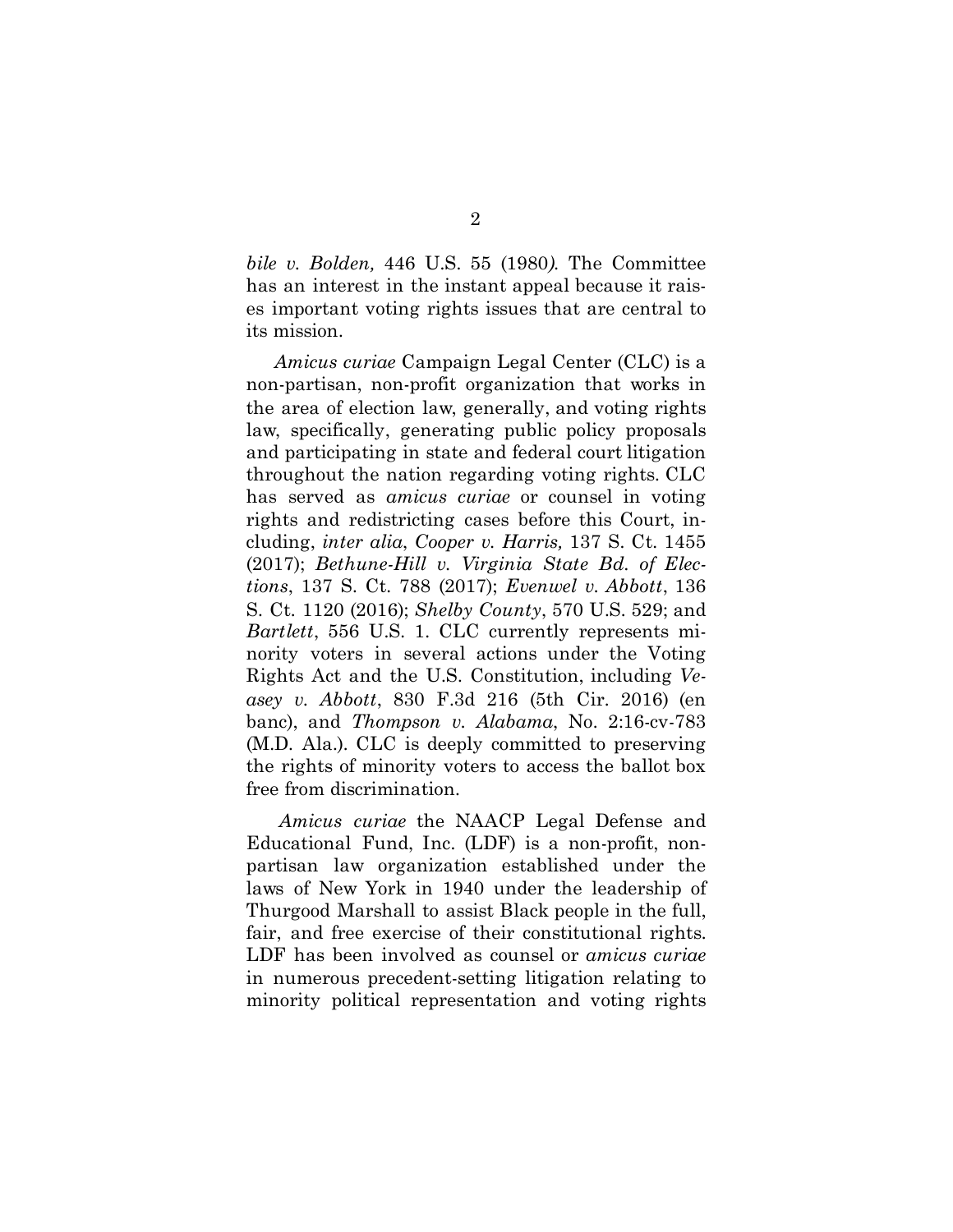*bile v. Bolden,* 446 U.S. 55 (1980). The Committee has an interest in the instant appeal because it raises important voting rights issues that are central to its mission.

*Amicus curiae* Campaign Legal Center (CLC) is a non-partisan, non-profit organization that works in the area of election law, generally, and voting rights law, specifically, generating public policy proposals and participating in state and federal court litigation throughout the nation regarding voting rights. CLC has served as *amicus curiae* or counsel in voting rights and redistricting cases before this Court, including, *inter alia*, *Cooper v. Harris,* 137 S. Ct. 1455 (2017); *Bethune-Hill v. Virginia State Bd. of Elections*, 137 S. Ct. 788 (2017); *Evenwel v. Abbott*, 136 S. Ct. 1120 (2016); *Shelby County*, 570 U.S. 529; and *Bartlett*, 556 U.S. 1. CLC currently represents minority voters in several actions under the Voting Rights Act and the U.S. Constitution, including *Veasey v. Abbott*, 830 F.3d 216 (5th Cir. 2016) (en banc), and *Thompson v. Alabama*, No. 2:16-cv-783 (M.D. Ala.). CLC is deeply committed to preserving the rights of minority voters to access the ballot box free from discrimination.

*Amicus curiae* the NAACP Legal Defense and Educational Fund, Inc. (LDF) is a non-profit, non-partisan law organization established under the laws of New York in 1940 under the leadership of Thurgood Marshall to assist Black people in the full, fair, and free exercise of their constitutional rights. LDF has been involved as counsel or *amicus curiae* in numerous precedent-setting litigation relating to minority political representation and voting rights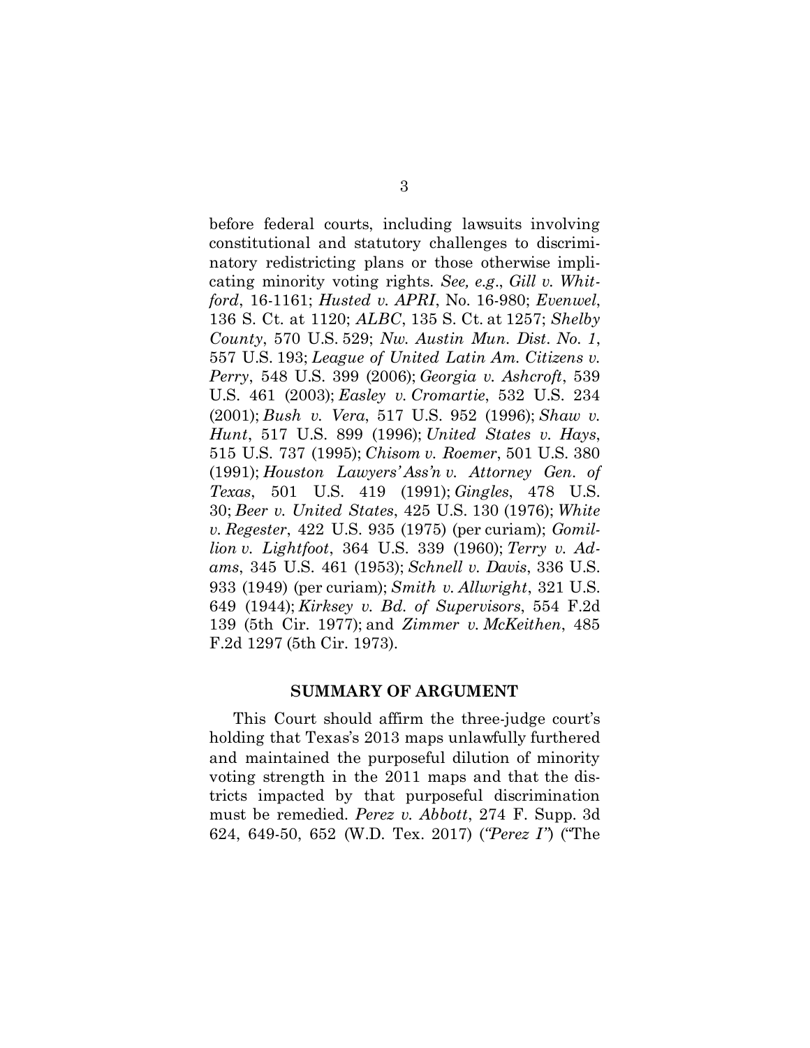before federal courts, including lawsuits involving constitutional and statutory challenges to discriminatory redistricting plans or those otherwise implicating minority voting rights. *See, e.g*., *Gill v. Whitford*, 16-1161; *Husted v. APRI*, No. 16-980; *Evenwel*, 136 S. Ct. at 1120; *ALBC*, 135 S. Ct. at 1257; *Shelby County*, 570 U.S. 529; *Nw. Austin Mun. Dist. No. 1*, 557 U.S. 193; *League of United Latin Am. Citizens v. Perry*, 548 U.S. 399 (2006); *Georgia v. Ashcroft*, 539 U.S. 461 (2003); *Easley v. Cromartie*, 532 U.S. 234 (2001); *Bush v. Vera*, 517 U.S. 952 (1996); *Shaw v. Hunt*, 517 U.S. 899 (1996); *United States v. Hays*, 515 U.S. 737 (1995); *Chisom v. Roemer*, 501 U.S. 380 (1991); *Houston Lawyers' Ass'n v. Attorney Gen. of Texas*, 501 U.S. 419 (1991); *Gingles*, 478 U.S. 30; *Beer v. United States*, 425 U.S. 130 (1976); *White v. Regester*, 422 U.S. 935 (1975) (per curiam); *Gomillion v. Lightfoot*, 364 U.S. 339 (1960); *Terry v. Adams*, 345 U.S. 461 (1953); *Schnell v. Davis*, 336 U.S. 933 (1949) (per curiam); *Smith v. Allwright*, 321 U.S. 649 (1944); *Kirksey v. Bd. of Supervisors*, 554 F.2d 139 (5th Cir. 1977); and *Zimmer v. McKeithen*, 485 F.2d 1297 (5th Cir. 1973).

## SUMMARY OF ARGUMENT

This Court should affirm the three-judge court's holding that Texas's 2013 maps unlawfully furthered and maintained the purposeful dilution of minority voting strength in the 2011 maps and that the districts impacted by that purposeful discrimination must be remedied. *Perez v. Abbott*, 274 F. Supp. 3d 624, 649-50, 652 (W.D. Tex. 2017) (*"Perez I"*) ("The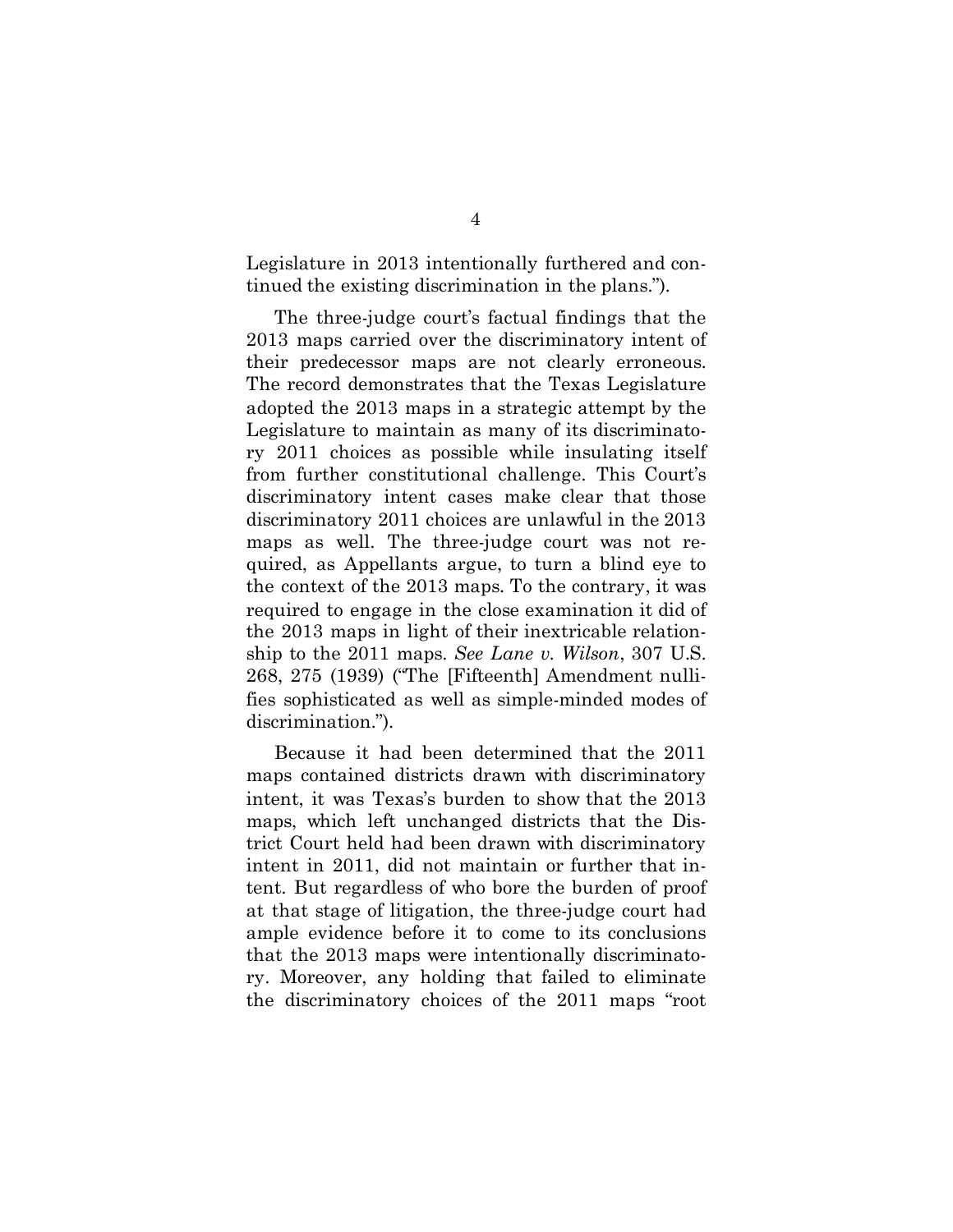Legislature in 2013 intentionally furthered and continued the existing discrimination in the plans.").

The three-judge court's factual findings that the 2013 maps carried over the discriminatory intent of their predecessor maps are not clearly erroneous. The record demonstrates that the Texas Legislature adopted the 2013 maps in a strategic attempt by the Legislature to maintain as many of its discriminatory 2011 choices as possible while insulating itself from further constitutional challenge. This Court's discriminatory intent cases make clear that those discriminatory 2011 choices are unlawful in the 2013 maps as well. The three-judge court was not required, as Appellants argue, to turn a blind eye to the context of the 2013 maps. To the contrary, it was required to engage in the close examination it did of the 2013 maps in light of their inextricable relationship to the 2011 maps. *See Lane v. Wilson*, 307 U.S. 268, 275 (1939) ("The [Fifteenth] Amendment nullifies sophisticated as well as simple-minded modes of discrimination.").

Because it had been determined that the 2011 maps contained districts drawn with discriminatory intent, it was Texas's burden to show that the 2013 maps, which left unchanged districts that the District Court held had been drawn with discriminatory intent in 2011, did not maintain or further that intent. But regardless of who bore the burden of proof at that stage of litigation, the three-judge court had ample evidence before it to come to its conclusions that the 2013 maps were intentionally discriminatory. Moreover, any holding that failed to eliminate the discriminatory choices of the 2011 maps "root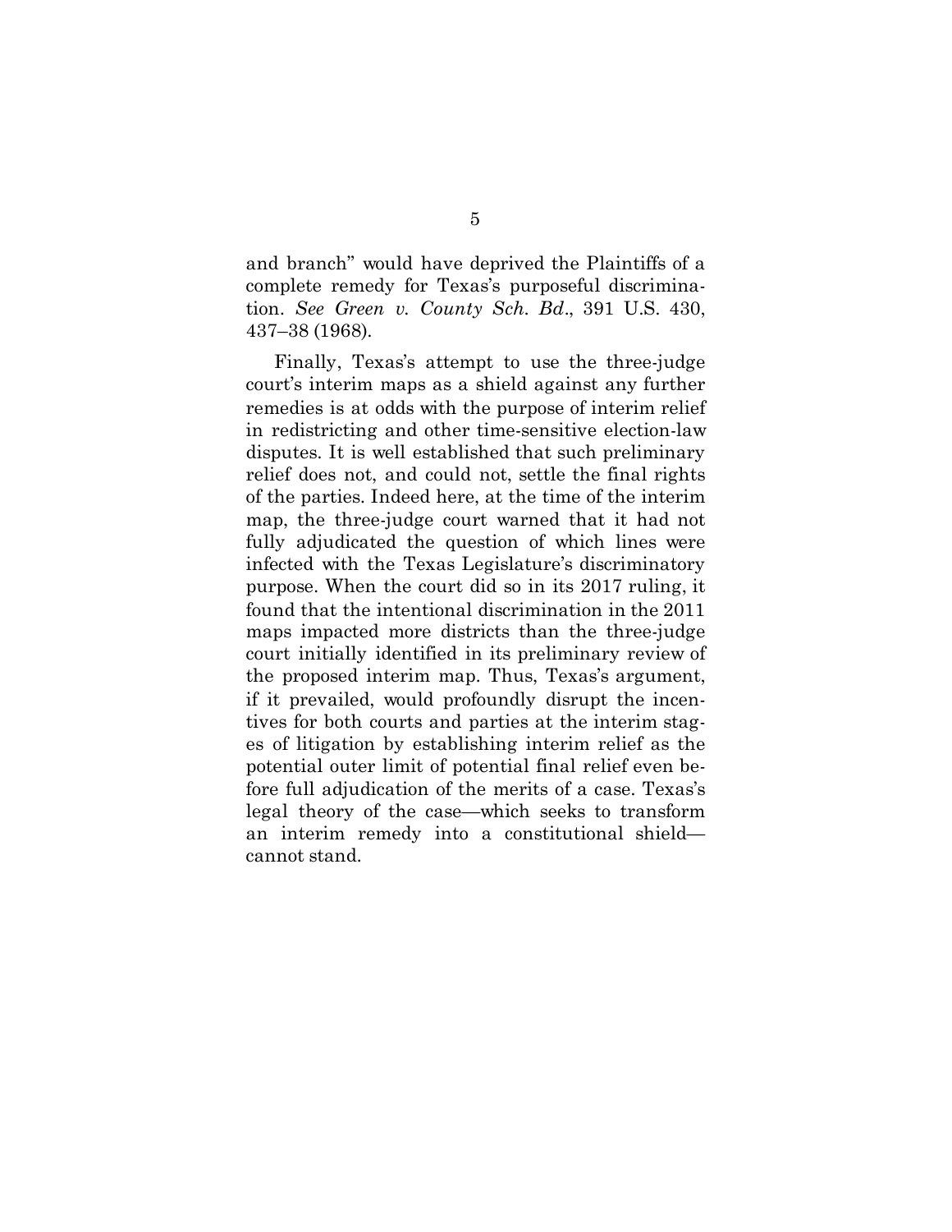and branch" would have deprived the Plaintiffs of a complete remedy for Texas's purposeful discrimination. *See Green v. County Sch. Bd.*, 391 U.S. 430, 437–38 (1968).

Finally, Texas's attempt to use the three-judge court's interim maps as a shield against any further remedies is at odds with the purpose of interim relief in redistricting and other time-sensitive election-law disputes. It is well established that such preliminary relief does not, and could not, settle the final rights of the parties. Indeed here, at the time of the interim map, the three-judge court warned that it had not fully adjudicated the question of which lines were infected with the Texas Legislature's discriminatory purpose. When the court did so in its 2017 ruling, it found that the intentional discrimination in the 2011 maps impacted more districts than the three-judge court initially identified in its preliminary review of the proposed interim map. Thus, Texas's argument, if it prevailed, would profoundly disrupt the incentives for both courts and parties at the interim stages of litigation by establishing interim relief as the potential outer limit of potential final relief even before full adjudication of the merits of a case. Texas's legal theory of the case—which seeks to transform an interim remedy into a constitutional shield—cannot stand.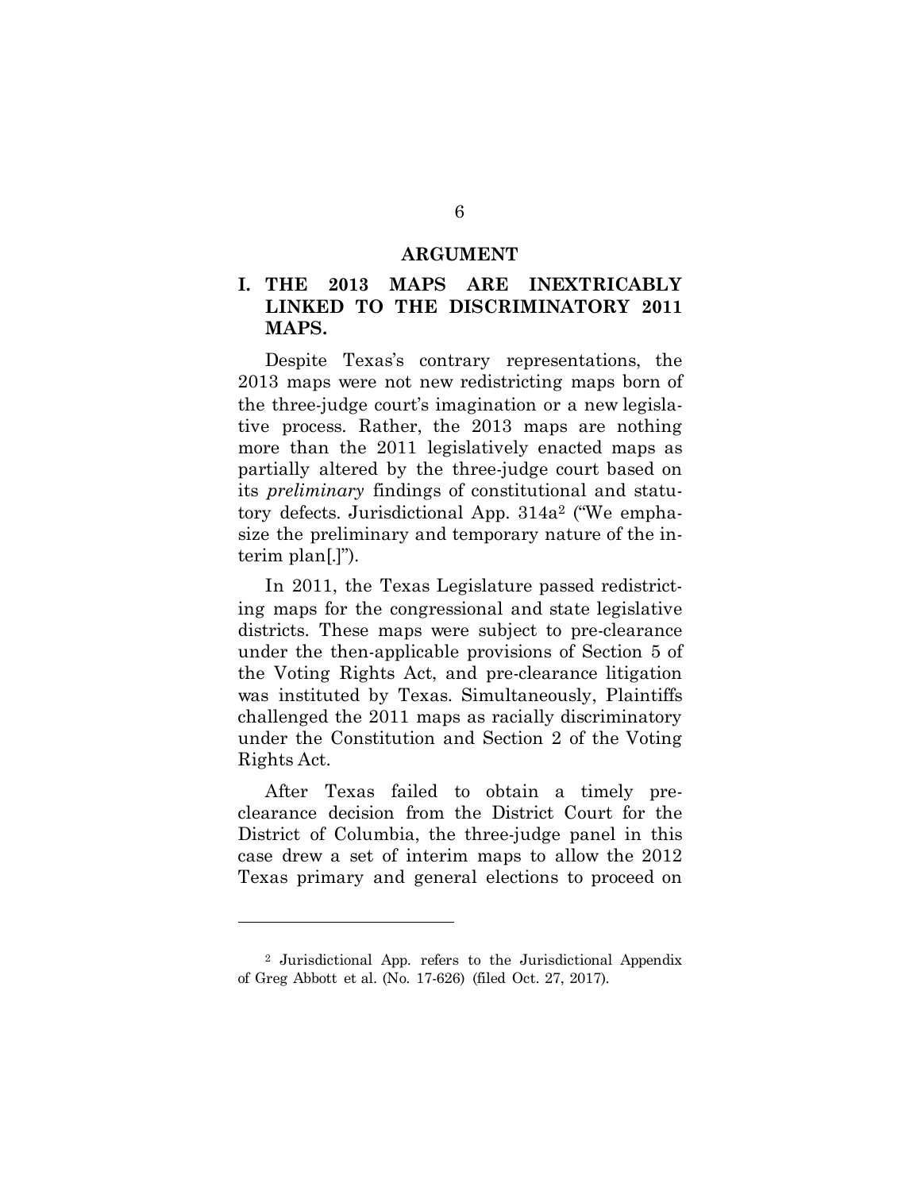## ARGUMENT

### I. THE 2013 MAPS ARE INEXTRICABLY LINKED TO THE DISCRIMINATORY 2011 MAPS.

Despite Texas's contrary representations, the 2013 maps were not new redistricting maps born of the three-judge court's imagination or a new legislative process. Rather, the 2013 maps are nothing more than the 2011 legislatively enacted maps as partially altered by the three-judge court based on its *preliminary* findings of constitutional and statutory defects. Jurisdictional App. 314a[2] ("We emphasize the preliminary and temporary nature of the interim plan[.]").

In 2011, the Texas Legislature passed redistricting maps for the congressional and state legislative districts. These maps were subject to pre-clearance under the then-applicable provisions of Section 5 of the Voting Rights Act, and pre-clearance litigation was instituted by Texas. Simultaneously, Plaintiffs challenged the 2011 maps as racially discriminatory under the Constitution and Section 2 of the Voting Rights Act.

After Texas failed to obtain a timely pre-clearance decision from the District Court for the District of Columbia, the three-judge panel in this case drew a set of interim maps to allow the 2012 Texas primary and general elections to proceed on

---

[2] Jurisdictional App. refers to the Jurisdictional Appendix of Greg Abbott et al. (No. 17-626) (filed Oct. 27, 2017).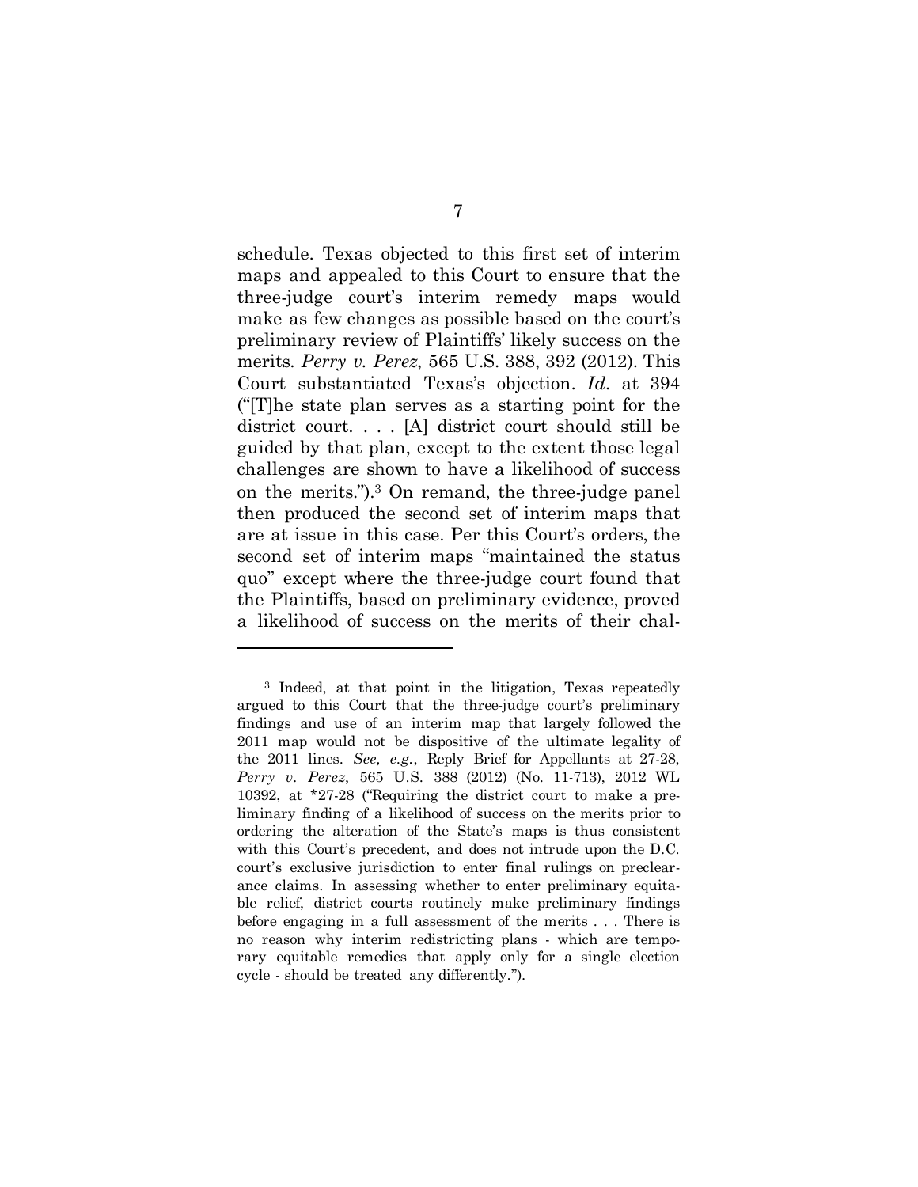schedule. Texas objected to this first set of interim maps and appealed to this Court to ensure that the three-judge court's interim remedy maps would make as few changes as possible based on the court's preliminary review of Plaintiffs' likely success on the merits. *Perry v. Perez*, 565 U.S. 388, 392 (2012). This Court substantiated Texas's objection. *Id.* at 394 ("[T]he state plan serves as a starting point for the district court. . . . [A] district court should still be guided by that plan, except to the extent those legal challenges are shown to have a likelihood of success on the merits.").[3] On remand, the three-judge panel then produced the second set of interim maps that are at issue in this case. Per this Court's orders, the second set of interim maps "maintained the status quo" except where the three-judge court found that the Plaintiffs, based on preliminary evidence, proved a likelihood of success on the merits of their chal-

---

[3] Indeed, at that point in the litigation, Texas repeatedly argued to this Court that the three-judge court's preliminary findings and use of an interim map that largely followed the 2011 map would not be dispositive of the ultimate legality of the 2011 lines. *See, e.g.*, Reply Brief for Appellants at 27-28, *Perry v. Perez*, 565 U.S. 388 (2012) (No. 11-713), 2012 WL 10392, at *27-28 ("Requiring the district court to make a preliminary finding of a likelihood of success on the merits prior to ordering the alteration of the State's maps is thus consistent with this Court's precedent, and does not intrude upon the D.C. court's exclusive jurisdiction to enter final rulings on preclearance claims. In assessing whether to enter preliminary equitable relief, district courts routinely make preliminary findings before engaging in a full assessment of the merits . . . There is no reason why interim redistricting plans - which are temporary equitable remedies that apply only for a single election cycle - should be treated any differently.").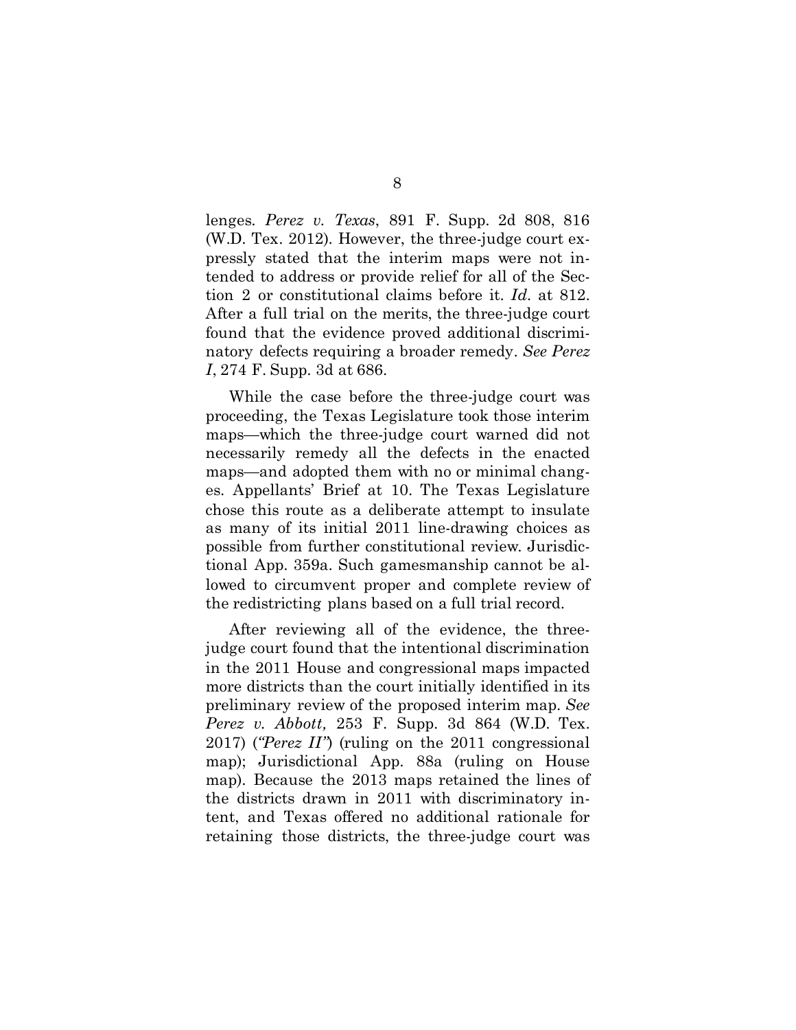lenges. *Perez v. Texas*, 891 F. Supp. 2d 808, 816 (W.D. Tex. 2012). However, the three-judge court expressly stated that the interim maps were not intended to address or provide relief for all of the Section 2 or constitutional claims before it. *Id*. at 812. After a full trial on the merits, the three-judge court found that the evidence proved additional discriminatory defects requiring a broader remedy. *See Perez I*, 274 F. Supp. 3d at 686.

While the case before the three-judge court was proceeding, the Texas Legislature took those interim maps—which the three-judge court warned did not necessarily remedy all the defects in the enacted maps—and adopted them with no or minimal changes. Appellants' Brief at 10. The Texas Legislature chose this route as a deliberate attempt to insulate as many of its initial 2011 line-drawing choices as possible from further constitutional review. Jurisdictional App. 359a. Such gamesmanship cannot be allowed to circumvent proper and complete review of the redistricting plans based on a full trial record.

After reviewing all of the evidence, the three-judge court found that the intentional discrimination in the 2011 House and congressional maps impacted more districts than the court initially identified in its preliminary review of the proposed interim map. *See Perez v. Abbott,* 253 F. Supp. 3d 864 (W.D. Tex. 2017) (*"Perez II"*) (ruling on the 2011 congressional map); Jurisdictional App. 88a (ruling on House map). Because the 2013 maps retained the lines of the districts drawn in 2011 with discriminatory intent, and Texas offered no additional rationale for retaining those districts, the three-judge court was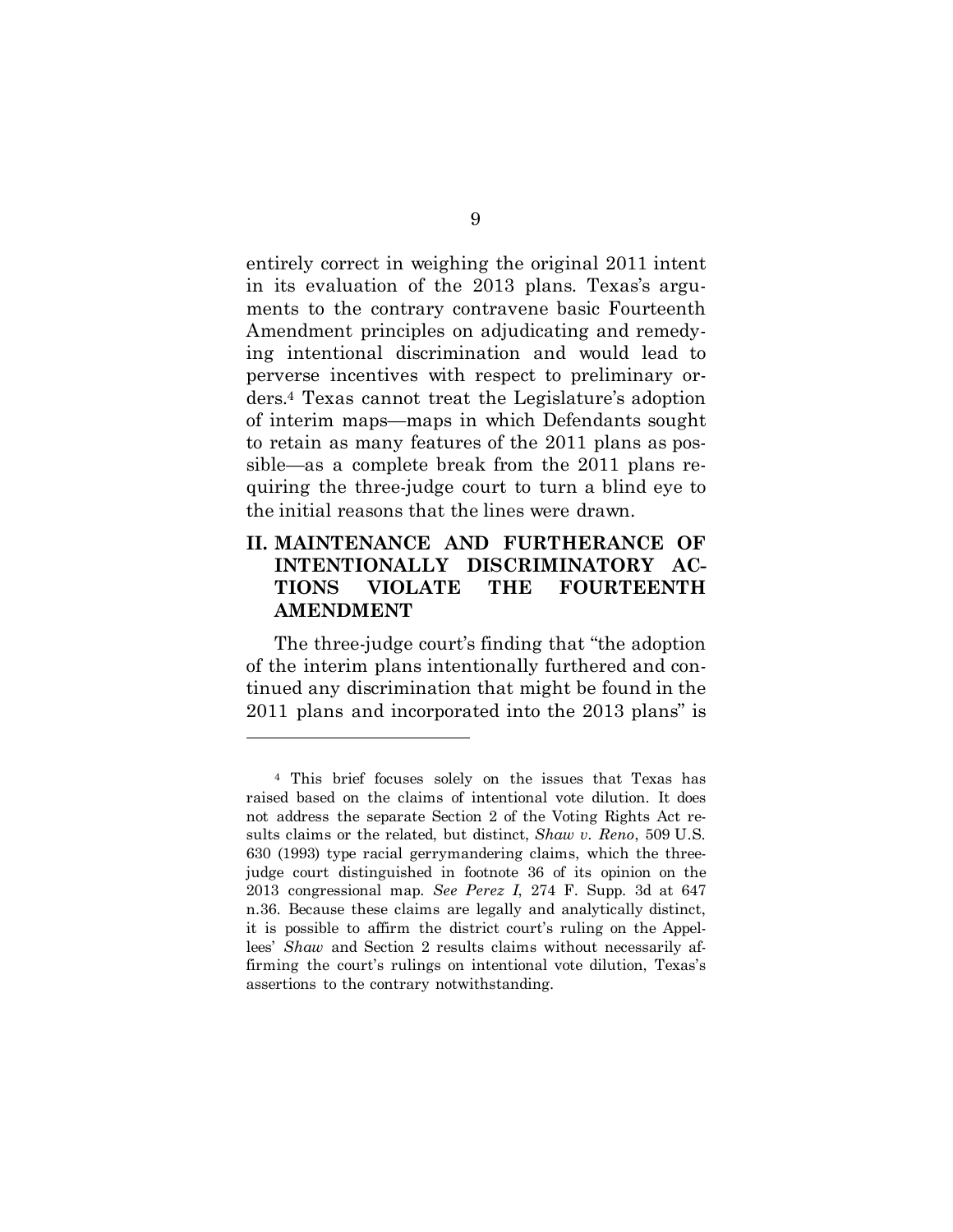entirely correct in weighing the original 2011 intent in its evaluation of the 2013 plans. Texas's arguments to the contrary contravene basic Fourteenth Amendment principles on adjudicating and remedying intentional discrimination and would lead to perverse incentives with respect to preliminary orders.[4] Texas cannot treat the Legislature's adoption of interim maps—maps in which Defendants sought to retain as many features of the 2011 plans as possible—as a complete break from the 2011 plans requiring the three-judge court to turn a blind eye to the initial reasons that the lines were drawn.

## II. MAINTENANCE AND FURTHERANCE OF INTENTIONALLY DISCRIMINATORY ACTIONS VIOLATE THE FOURTEENTH AMENDMENT

The three-judge court's finding that "the adoption of the interim plans intentionally furthered and continued any discrimination that might be found in the 2011 plans and incorporated into the 2013 plans" is

---

[4] This brief focuses solely on the issues that Texas has raised based on the claims of intentional vote dilution. It does not address the separate Section 2 of the Voting Rights Act results claims or the related, but distinct, *Shaw v. Reno*, 509 U.S. 630 (1993) type racial gerrymandering claims, which the three-judge court distinguished in footnote 36 of its opinion on the 2013 congressional map. *See Perez I*, 274 F. Supp. 3d at 647 n.36. Because these claims are legally and analytically distinct, it is possible to affirm the district court's ruling on the Appellees' *Shaw* and Section 2 results claims without necessarily affirming the court's rulings on intentional vote dilution, Texas's assertions to the contrary notwithstanding.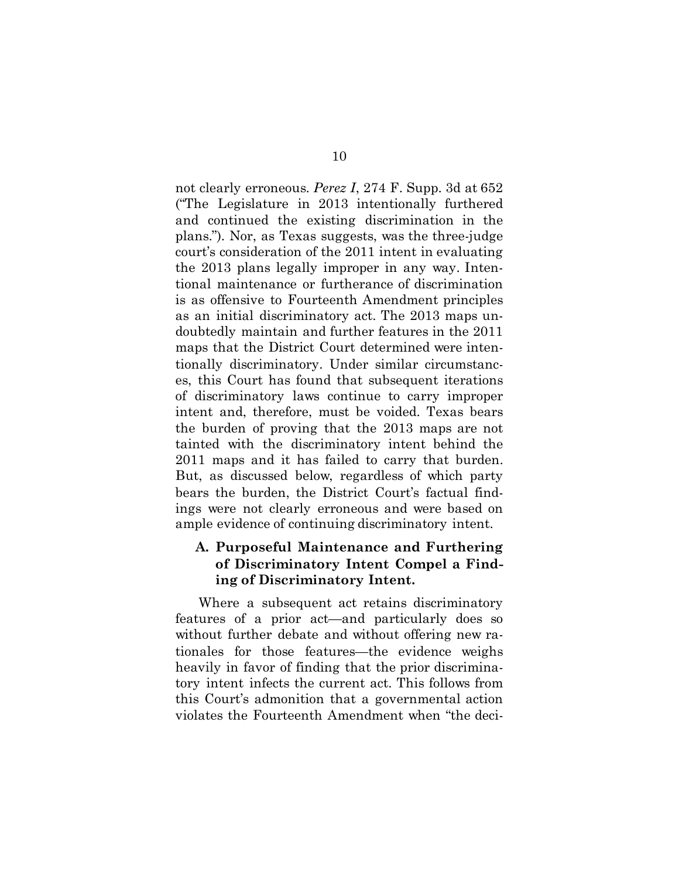not clearly erroneous. *Perez I*, 274 F. Supp. 3d at 652 ("The Legislature in 2013 intentionally furthered and continued the existing discrimination in the plans."). Nor, as Texas suggests, was the three-judge court's consideration of the 2011 intent in evaluating the 2013 plans legally improper in any way. Intentional maintenance or furtherance of discrimination is as offensive to Fourteenth Amendment principles as an initial discriminatory act. The 2013 maps undoubtedly maintain and further features in the 2011 maps that the District Court determined were intentionally discriminatory. Under similar circumstances, this Court has found that subsequent iterations of discriminatory laws continue to carry improper intent and, therefore, must be voided. Texas bears the burden of proving that the 2013 maps are not tainted with the discriminatory intent behind the 2011 maps and it has failed to carry that burden. But, as discussed below, regardless of which party bears the burden, the District Court's factual findings were not clearly erroneous and were based on ample evidence of continuing discriminatory intent.

### A. Purposeful Maintenance and Furthering of Discriminatory Intent Compel a Finding of Discriminatory Intent.

Where a subsequent act retains discriminatory features of a prior act—and particularly does so without further debate and without offering new rationales for those features—the evidence weighs heavily in favor of finding that the prior discriminatory intent infects the current act. This follows from this Court's admonition that a governmental action violates the Fourteenth Amendment when "the deci-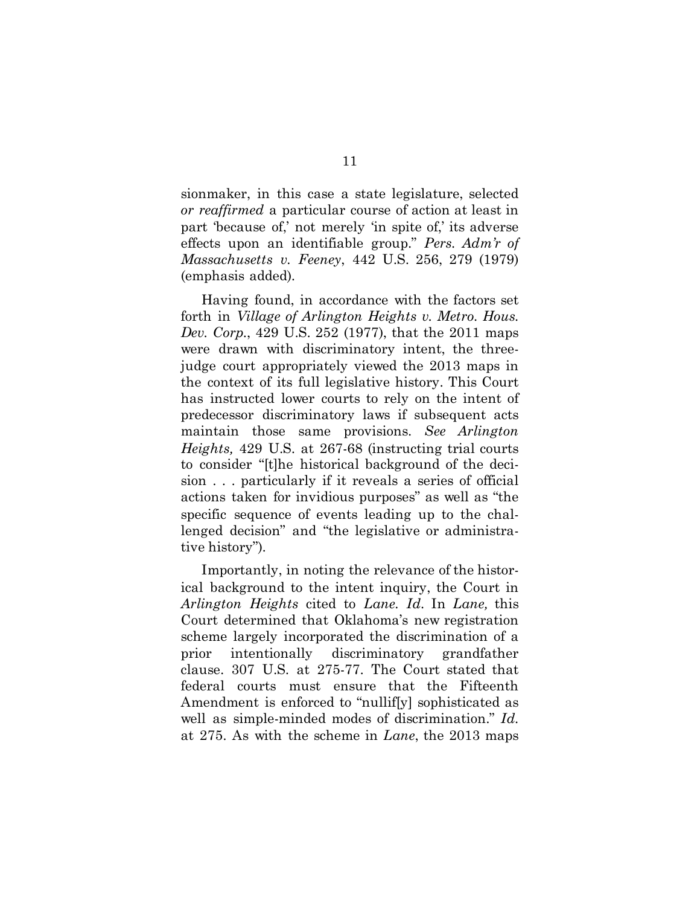sionmaker, in this case a state legislature, selected *or reaffirmed* a particular course of action at least in part 'because of,' not merely 'in spite of,' its adverse effects upon an identifiable group." *Pers. Adm'r of Massachusetts v. Feeney*, 442 U.S. 256, 279 (1979) (emphasis added).

Having found, in accordance with the factors set forth in *Village of Arlington Heights v. Metro. Hous. Dev. Corp.*, 429 U.S. 252 (1977), that the 2011 maps were drawn with discriminatory intent, the three-judge court appropriately viewed the 2013 maps in the context of its full legislative history. This Court has instructed lower courts to rely on the intent of predecessor discriminatory laws if subsequent acts maintain those same provisions. *See Arlington Heights,* 429 U.S. at 267-68 (instructing trial courts to consider "[t]he historical background of the decision . . . particularly if it reveals a series of official actions taken for invidious purposes" as well as "the specific sequence of events leading up to the challenged decision" and "the legislative or administrative history").

Importantly, in noting the relevance of the historical background to the intent inquiry, the Court in *Arlington Heights* cited to *Lane*. *Id*. In *Lane,* this Court determined that Oklahoma's new registration scheme largely incorporated the discrimination of a prior intentionally discriminatory grandfather clause. 307 U.S. at 275-77. The Court stated that federal courts must ensure that the Fifteenth Amendment is enforced to "nullif[y] sophisticated as well as simple-minded modes of discrimination." *Id.* at 275. As with the scheme in *Lane*, the 2013 maps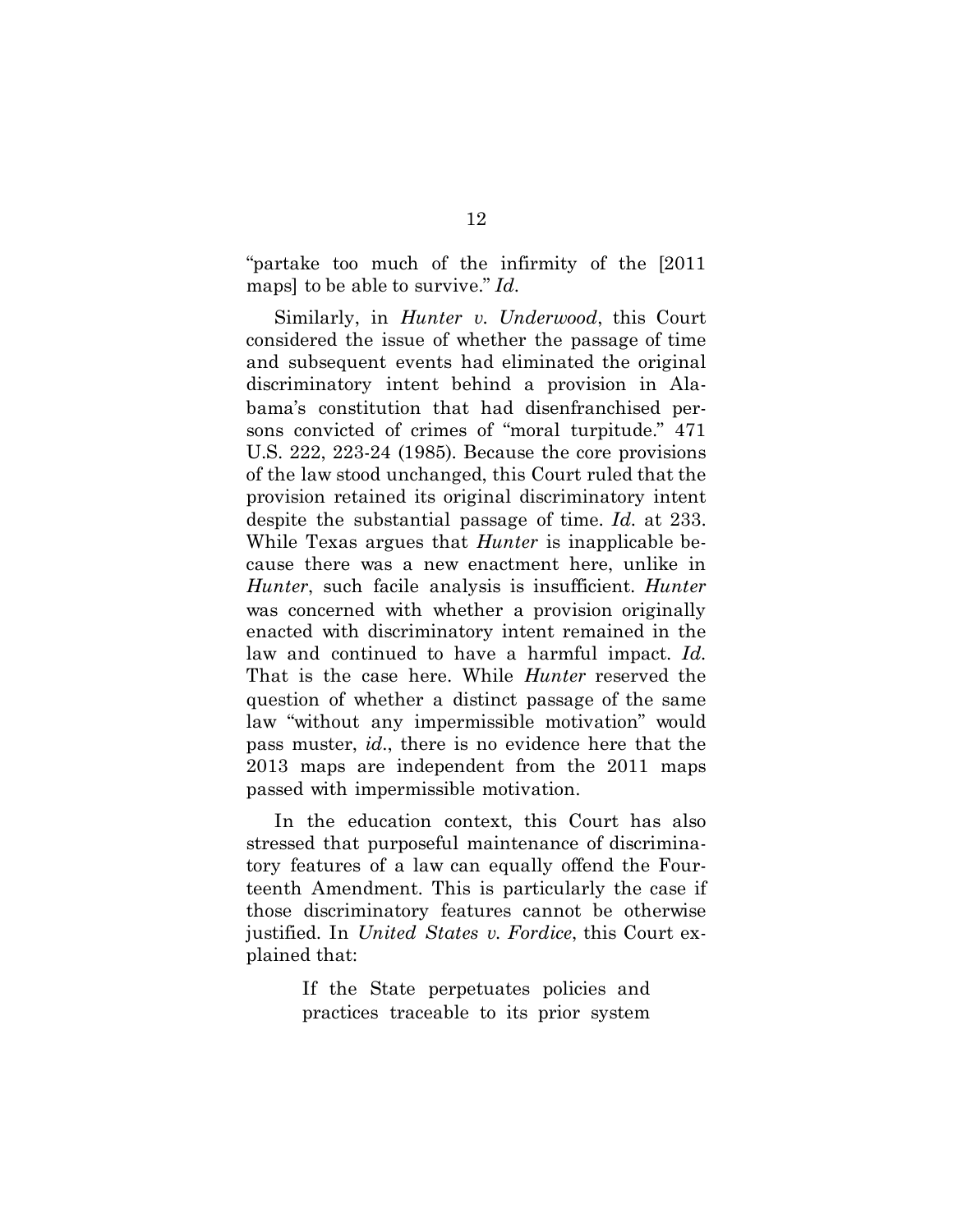"partake too much of the infirmity of the [2011 maps] to be able to survive." *Id.*

Similarly, in *Hunter v. Underwood*, this Court considered the issue of whether the passage of time and subsequent events had eliminated the original discriminatory intent behind a provision in Alabama's constitution that had disenfranchised persons convicted of crimes of "moral turpitude." 471 U.S. 222, 223-24 (1985). Because the core provisions of the law stood unchanged, this Court ruled that the provision retained its original discriminatory intent despite the substantial passage of time. *Id.* at 233. While Texas argues that *Hunter* is inapplicable because there was a new enactment here, unlike in *Hunter*, such facile analysis is insufficient. *Hunter* was concerned with whether a provision originally enacted with discriminatory intent remained in the law and continued to have a harmful impact. *Id.* That is the case here. While *Hunter* reserved the question of whether a distinct passage of the same law "without any impermissible motivation" would pass muster, *id.*, there is no evidence here that the 2013 maps are independent from the 2011 maps passed with impermissible motivation.

In the education context, this Court has also stressed that purposeful maintenance of discriminatory features of a law can equally offend the Fourteenth Amendment. This is particularly the case if those discriminatory features cannot be otherwise justified. In *United States v. Fordice*, this Court explained that:

> If the State perpetuates policies and practices traceable to its prior system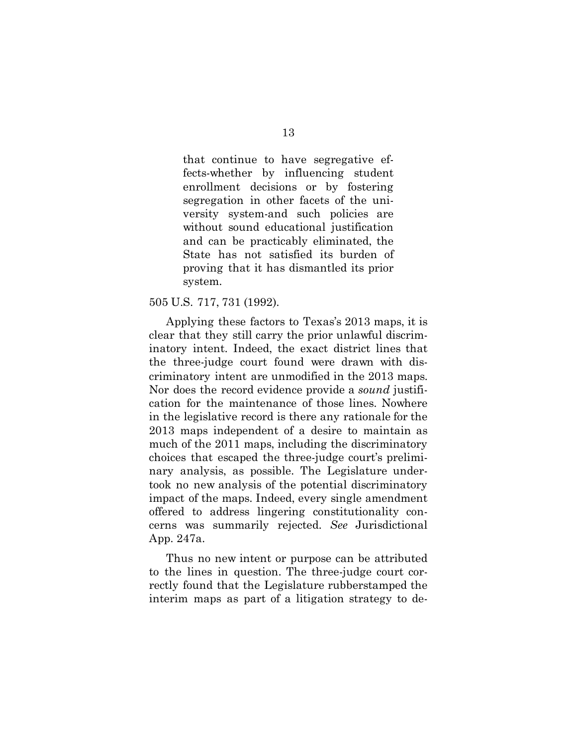> that continue to have segregative effects-whether by influencing student enrollment decisions or by fostering segregation in other facets of the university system-and such policies are without sound educational justification and can be practicably eliminated, the State has not satisfied its burden of proving that it has dismantled its prior system.

505 U.S. 717, 731 (1992).

Applying these factors to Texas's 2013 maps, it is clear that they still carry the prior unlawful discriminatory intent. Indeed, the exact district lines that the three-judge court found were drawn with discriminatory intent are unmodified in the 2013 maps. Nor does the record evidence provide a *sound* justification for the maintenance of those lines. Nowhere in the legislative record is there any rationale for the 2013 maps independent of a desire to maintain as much of the 2011 maps, including the discriminatory choices that escaped the three-judge court's preliminary analysis, as possible. The Legislature undertook no new analysis of the potential discriminatory impact of the maps. Indeed, every single amendment offered to address lingering constitutionality concerns was summarily rejected. *See* Jurisdictional App. 247a.

Thus no new intent or purpose can be attributed to the lines in question. The three-judge court correctly found that the Legislature rubberstamped the interim maps as part of a litigation strategy to de-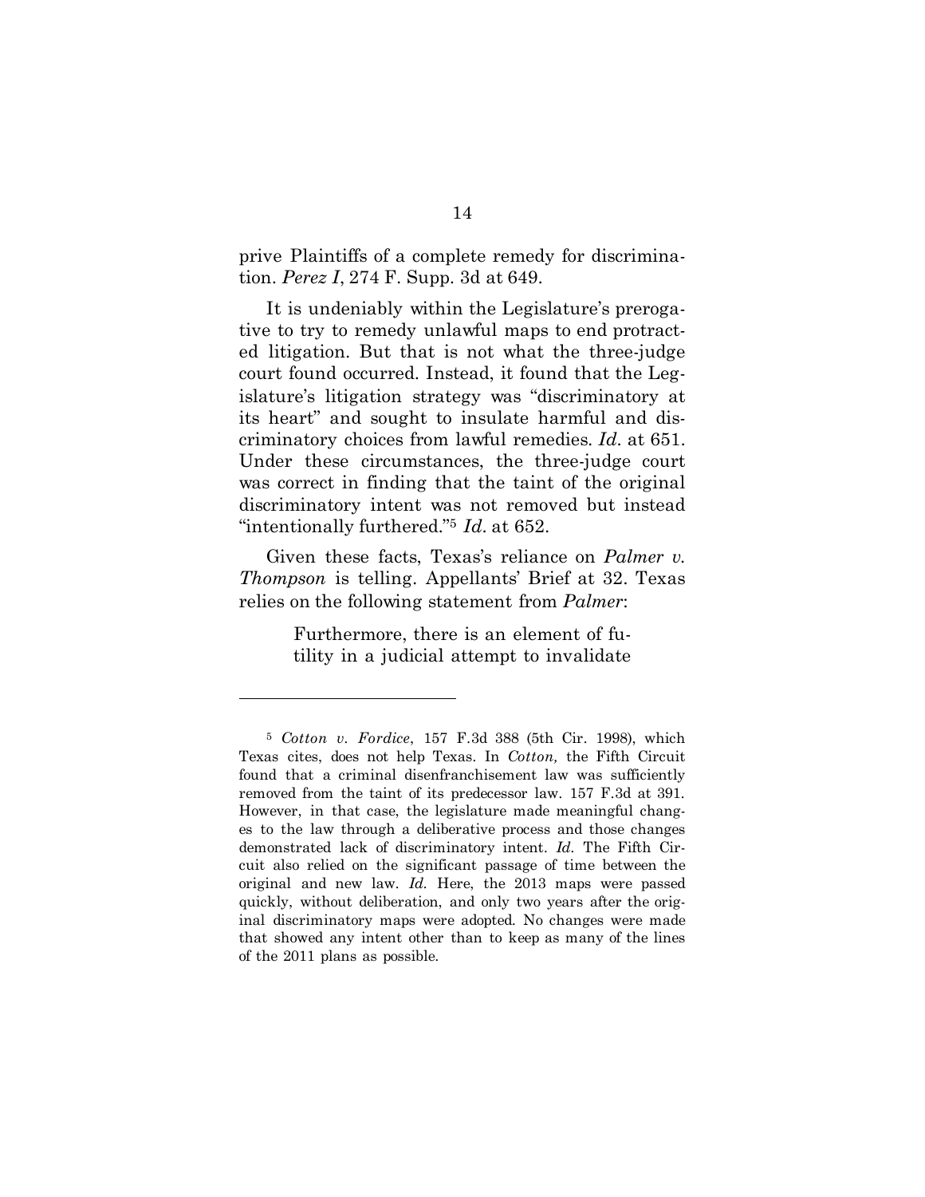prive Plaintiffs of a complete remedy for discrimination. *Perez I*, 274 F. Supp. 3d at 649.

It is undeniably within the Legislature's prerogative to try to remedy unlawful maps to end protracted litigation. But that is not what the three-judge court found occurred. Instead, it found that the Legislature's litigation strategy was "discriminatory at its heart" and sought to insulate harmful and discriminatory choices from lawful remedies. *Id*. at 651. Under these circumstances, the three-judge court was correct in finding that the taint of the original discriminatory intent was not removed but instead "intentionally furthered."[5] *Id*. at 652.

Given these facts, Texas's reliance on *Palmer v. Thompson* is telling. Appellants' Brief at 32. Texas relies on the following statement from *Palmer*:

> Furthermore, there is an element of futility in a judicial attempt to invalidate

---

[5] *Cotton v. Fordice*, 157 F.3d 388 (5th Cir. 1998), which Texas cites, does not help Texas. In *Cotton,* the Fifth Circuit found that a criminal disenfranchisement law was sufficiently removed from the taint of its predecessor law. 157 F.3d at 391. However, in that case, the legislature made meaningful changes to the law through a deliberative process and those changes demonstrated lack of discriminatory intent. *Id.* The Fifth Circuit also relied on the significant passage of time between the original and new law. *Id.* Here, the 2013 maps were passed quickly, without deliberation, and only two years after the original discriminatory maps were adopted. No changes were made that showed any intent other than to keep as many of the lines of the 2011 plans as possible.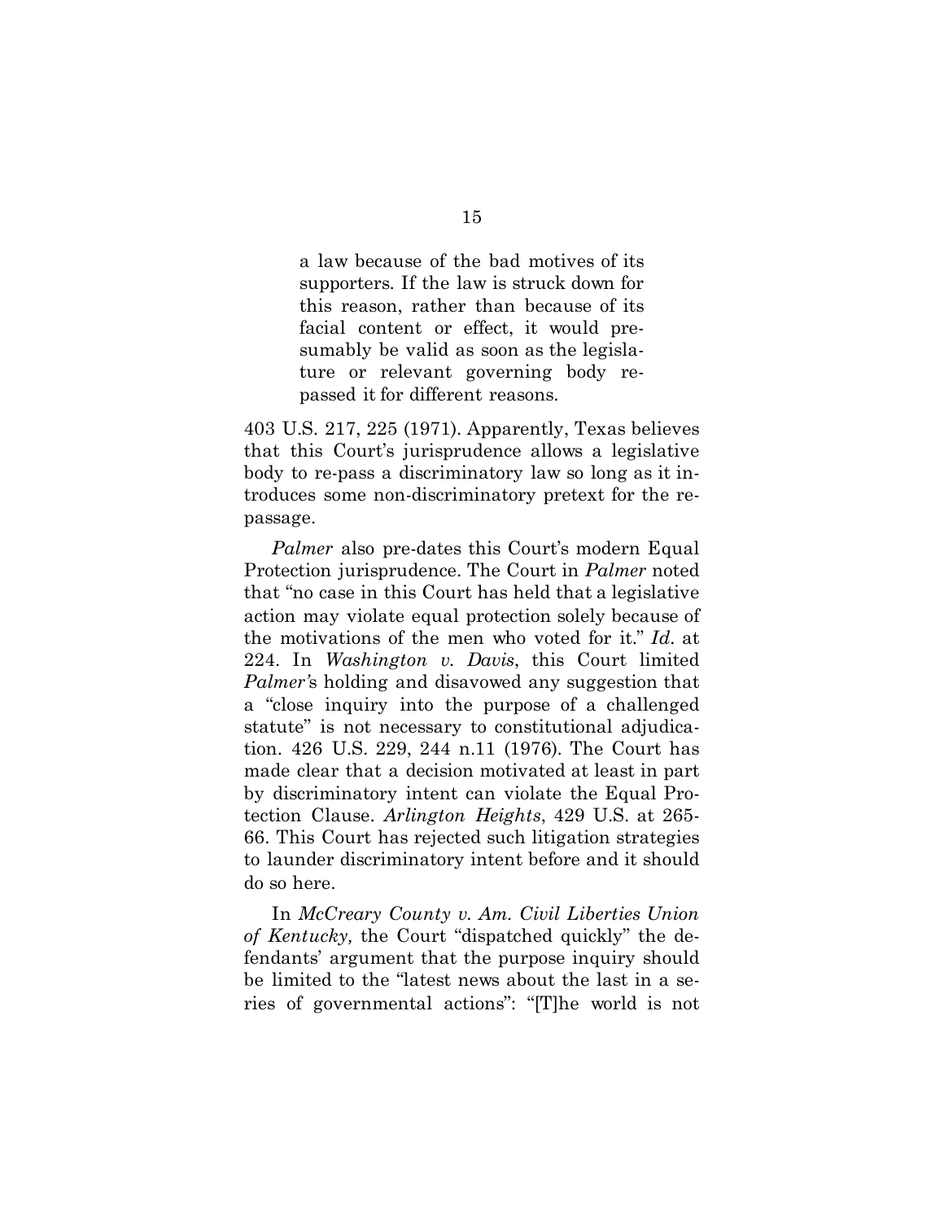> a law because of the bad motives of its supporters. If the law is struck down for this reason, rather than because of its facial content or effect, it would presumably be valid as soon as the legislature or relevant governing body repassed it for different reasons.

403 U.S. 217, 225 (1971). Apparently, Texas believes that this Court's jurisprudence allows a legislative body to re-pass a discriminatory law so long as it introduces some non-discriminatory pretext for the repassage.

*Palmer* also pre-dates this Court's modern Equal Protection jurisprudence. The Court in *Palmer* noted that "no case in this Court has held that a legislative action may violate equal protection solely because of the motivations of the men who voted for it." *Id*. at 224. In *Washington v. Davis*, this Court limited *Palmer's* holding and disavowed any suggestion that a "close inquiry into the purpose of a challenged statute" is not necessary to constitutional adjudication. 426 U.S. 229, 244 n.11 (1976). The Court has made clear that a decision motivated at least in part by discriminatory intent can violate the Equal Protection Clause. *Arlington Heights*, 429 U.S. at 265-66. This Court has rejected such litigation strategies to launder discriminatory intent before and it should do so here.

In *McCreary County v. Am. Civil Liberties Union of Kentucky,* the Court "dispatched quickly" the defendants' argument that the purpose inquiry should be limited to the "latest news about the last in a series of governmental actions": "[T]he world is not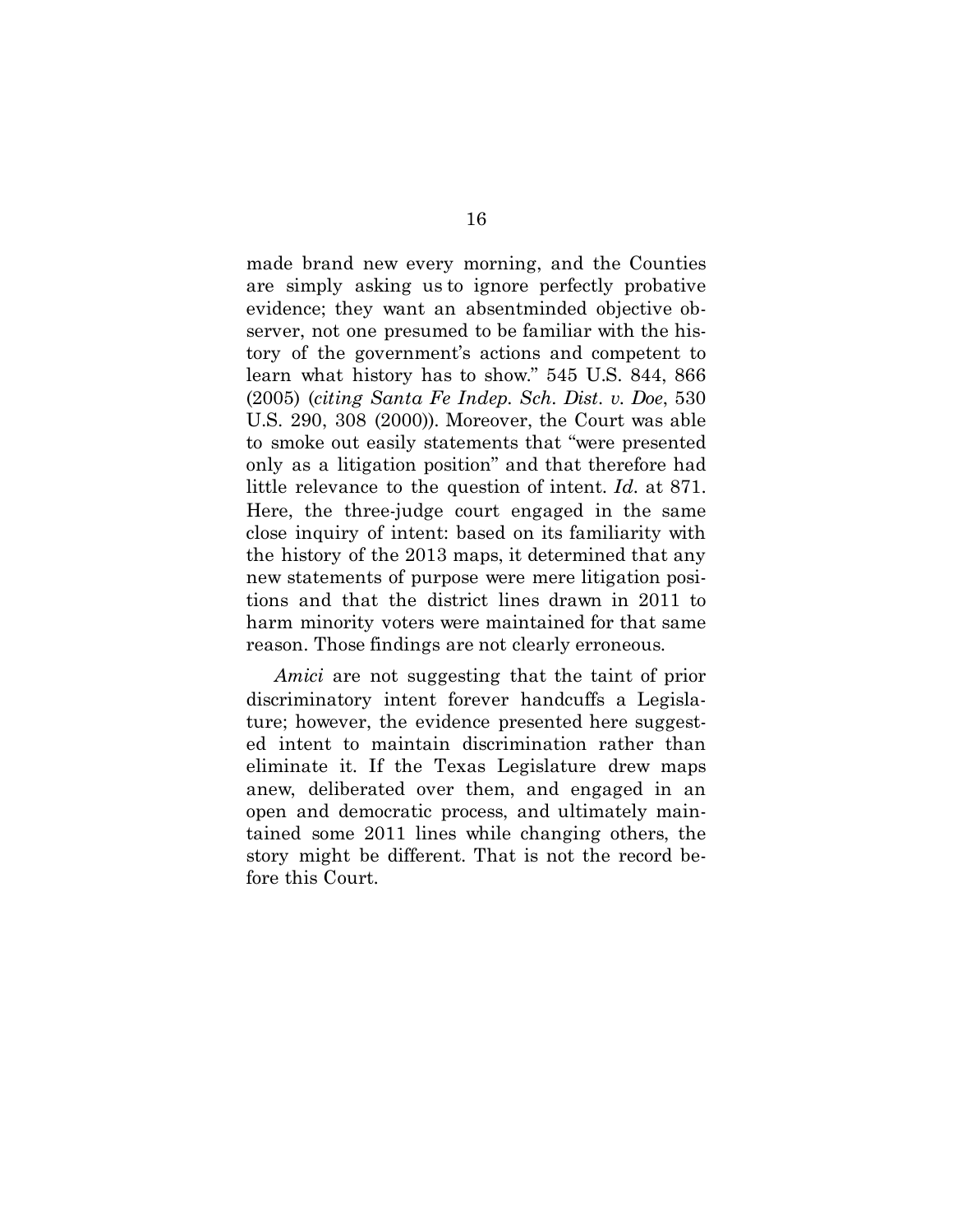made brand new every morning, and the Counties are simply asking us to ignore perfectly probative evidence; they want an absentminded objective observer, not one presumed to be familiar with the history of the government's actions and competent to learn what history has to show." 545 U.S. 844, 866 (2005) (*citing Santa Fe Indep. Sch. Dist. v. Doe*, 530 U.S. 290, 308 (2000)). Moreover, the Court was able to smoke out easily statements that "were presented only as a litigation position" and that therefore had little relevance to the question of intent. *Id.* at 871. Here, the three-judge court engaged in the same close inquiry of intent: based on its familiarity with the history of the 2013 maps, it determined that any new statements of purpose were mere litigation positions and that the district lines drawn in 2011 to harm minority voters were maintained for that same reason. Those findings are not clearly erroneous.

*Amici* are not suggesting that the taint of prior discriminatory intent forever handcuffs a Legislature; however, the evidence presented here suggested intent to maintain discrimination rather than eliminate it. If the Texas Legislature drew maps anew, deliberated over them, and engaged in an open and democratic process, and ultimately maintained some 2011 lines while changing others, the story might be different. That is not the record before this Court.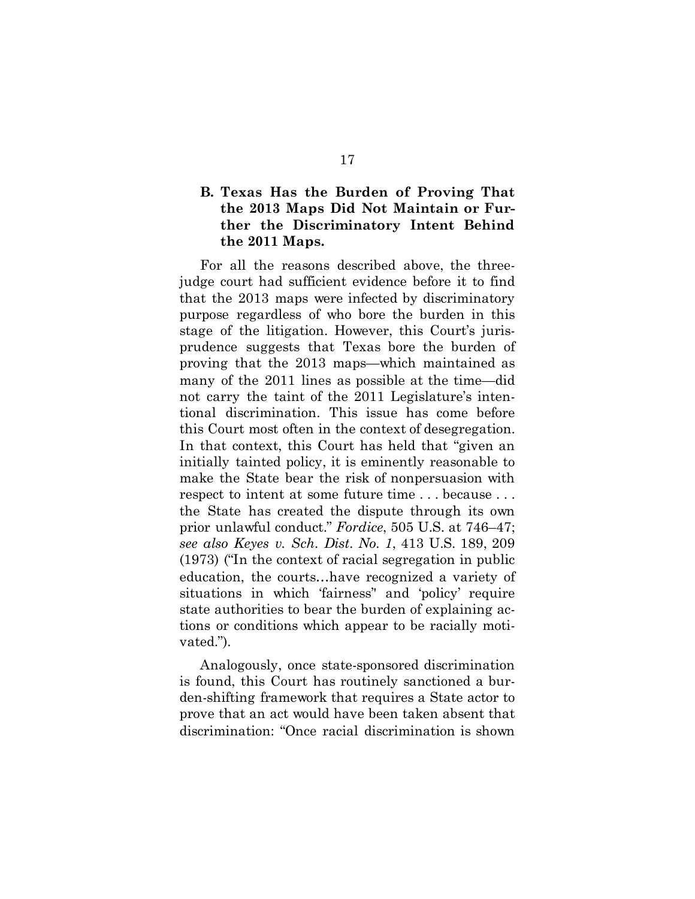### B. Texas Has the Burden of Proving That the 2013 Maps Did Not Maintain or Further the Discriminatory Intent Behind the 2011 Maps.

For all the reasons described above, the three-judge court had sufficient evidence before it to find that the 2013 maps were infected by discriminatory purpose regardless of who bore the burden in this stage of the litigation. However, this Court's jurisprudence suggests that Texas bore the burden of proving that the 2013 maps—which maintained as many of the 2011 lines as possible at the time—did not carry the taint of the 2011 Legislature's intentional discrimination. This issue has come before this Court most often in the context of desegregation. In that context, this Court has held that "given an initially tainted policy, it is eminently reasonable to make the State bear the risk of nonpersuasion with respect to intent at some future time . . . because . . . the State has created the dispute through its own prior unlawful conduct." *Fordice*, 505 U.S. at 746–47; *see also Keyes v. Sch. Dist. No. 1*, 413 U.S. 189, 209 (1973) ("In the context of racial segregation in public education, the courts…have recognized a variety of situations in which 'fairness'' and 'policy' require state authorities to bear the burden of explaining actions or conditions which appear to be racially motivated.").

Analogously, once state-sponsored discrimination is found, this Court has routinely sanctioned a burden-shifting framework that requires a State actor to prove that an act would have been taken absent that discrimination: "Once racial discrimination is shown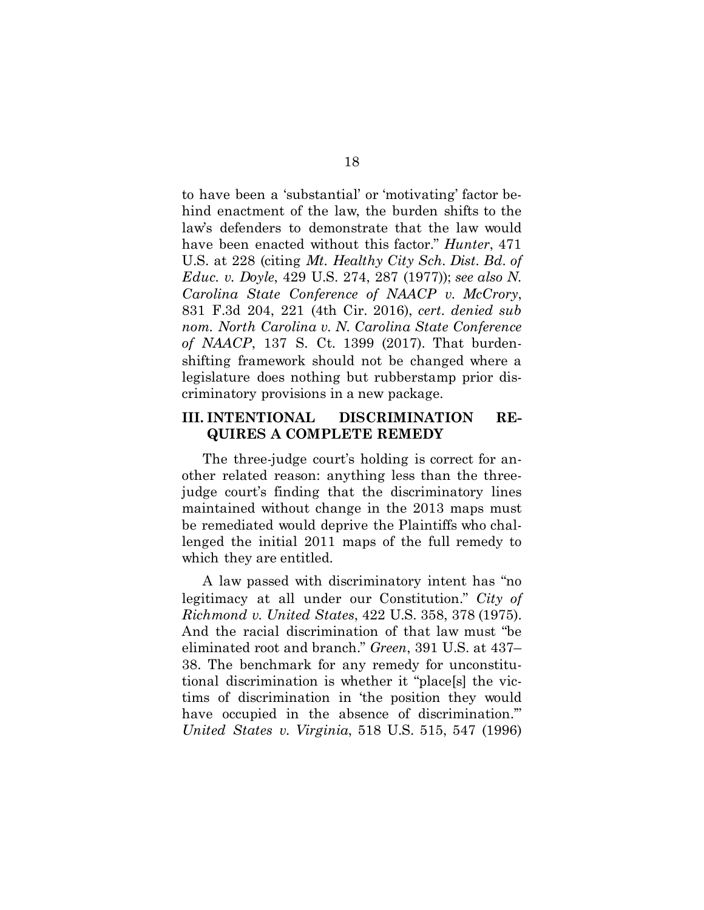to have been a 'substantial' or 'motivating' factor behind enactment of the law, the burden shifts to the law's defenders to demonstrate that the law would have been enacted without this factor." *Hunter*, 471 U.S. at 228 (citing *Mt. Healthy City Sch. Dist. Bd. of Educ. v. Doyle*, 429 U.S. 274, 287 (1977)); *see also N. Carolina State Conference of NAACP v. McCrory*, 831 F.3d 204, 221 (4th Cir. 2016), *cert. denied sub nom. North Carolina v. N. Carolina State Conference of NAACP*, 137 S. Ct. 1399 (2017). That burden-shifting framework should not be changed where a legislature does nothing but rubberstamp prior discriminatory provisions in a new package.

## III. INTENTIONAL DISCRIMINATION REQUIRES A COMPLETE REMEDY

The three-judge court's holding is correct for another related reason: anything less than the three-judge court's finding that the discriminatory lines maintained without change in the 2013 maps must be remediated would deprive the Plaintiffs who challenged the initial 2011 maps of the full remedy to which they are entitled.

A law passed with discriminatory intent has "no legitimacy at all under our Constitution." *City of Richmond v. United States*, 422 U.S. 358, 378 (1975). And the racial discrimination of that law must "be eliminated root and branch." *Green*, 391 U.S. at 437–38. The benchmark for any remedy for unconstitutional discrimination is whether it "place[s] the victims of discrimination in 'the position they would have occupied in the absence of discrimination.'" *United States v. Virginia*, 518 U.S. 515, 547 (1996)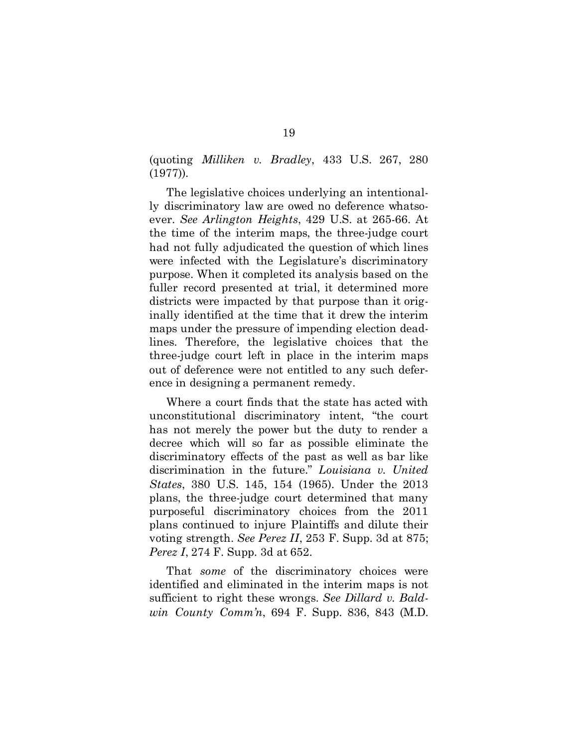(quoting *Milliken v. Bradley*, 433 U.S. 267, 280 (1977)).

The legislative choices underlying an intentionally discriminatory law are owed no deference whatsoever. *See Arlington Heights*, 429 U.S. at 265-66. At the time of the interim maps, the three-judge court had not fully adjudicated the question of which lines were infected with the Legislature's discriminatory purpose. When it completed its analysis based on the fuller record presented at trial, it determined more districts were impacted by that purpose than it originally identified at the time that it drew the interim maps under the pressure of impending election deadlines. Therefore, the legislative choices that the three-judge court left in place in the interim maps out of deference were not entitled to any such deference in designing a permanent remedy.

Where a court finds that the state has acted with unconstitutional discriminatory intent, "the court has not merely the power but the duty to render a decree which will so far as possible eliminate the discriminatory effects of the past as well as bar like discrimination in the future." *Louisiana v. United States*, 380 U.S. 145, 154 (1965). Under the 2013 plans, the three-judge court determined that many purposeful discriminatory choices from the 2011 plans continued to injure Plaintiffs and dilute their voting strength. *See Perez II*, 253 F. Supp. 3d at 875; *Perez I*, 274 F. Supp. 3d at 652.

That *some* of the discriminatory choices were identified and eliminated in the interim maps is not sufficient to right these wrongs. *See Dillard v. Baldwin County Comm'n*, 694 F. Supp. 836, 843 (M.D.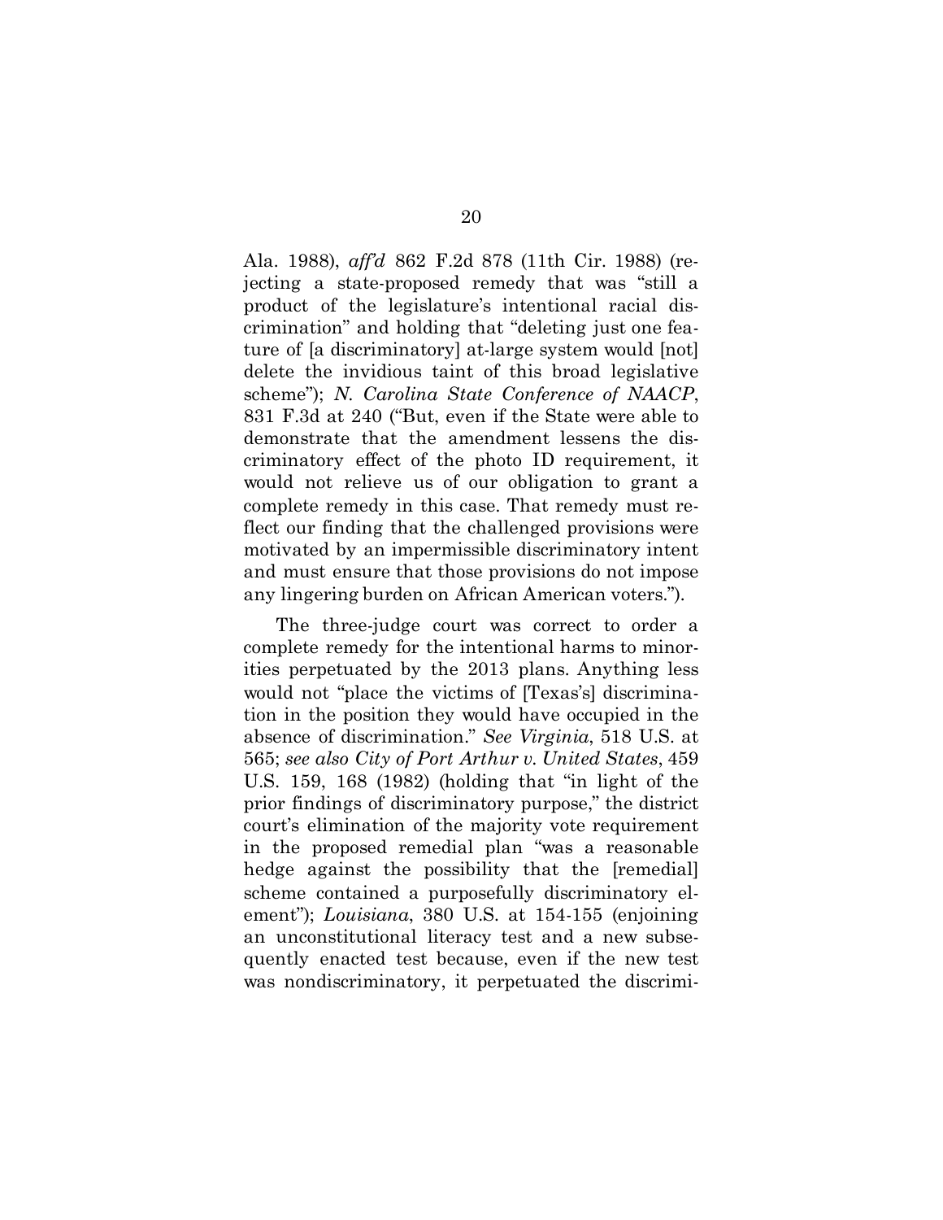Ala. 1988), *aff'd* 862 F.2d 878 (11th Cir. 1988) (rejecting a state-proposed remedy that was "still a product of the legislature's intentional racial discrimination" and holding that "deleting just one feature of [a discriminatory] at-large system would [not] delete the invidious taint of this broad legislative scheme"); *N. Carolina State Conference of NAACP*, 831 F.3d at 240 ("But, even if the State were able to demonstrate that the amendment lessens the discriminatory effect of the photo ID requirement, it would not relieve us of our obligation to grant a complete remedy in this case. That remedy must reflect our finding that the challenged provisions were motivated by an impermissible discriminatory intent and must ensure that those provisions do not impose any lingering burden on African American voters.").

The three-judge court was correct to order a complete remedy for the intentional harms to minorities perpetuated by the 2013 plans. Anything less would not "place the victims of [Texas's] discrimination in the position they would have occupied in the absence of discrimination." *See Virginia*, 518 U.S. at 565; *see also City of Port Arthur v. United States*, 459 U.S. 159, 168 (1982) (holding that "in light of the prior findings of discriminatory purpose," the district court's elimination of the majority vote requirement in the proposed remedial plan "was a reasonable hedge against the possibility that the [remedial] scheme contained a purposefully discriminatory element"); *Louisiana*, 380 U.S. at 154-155 (enjoining an unconstitutional literacy test and a new subsequently enacted test because, even if the new test was nondiscriminatory, it perpetuated the discrimi-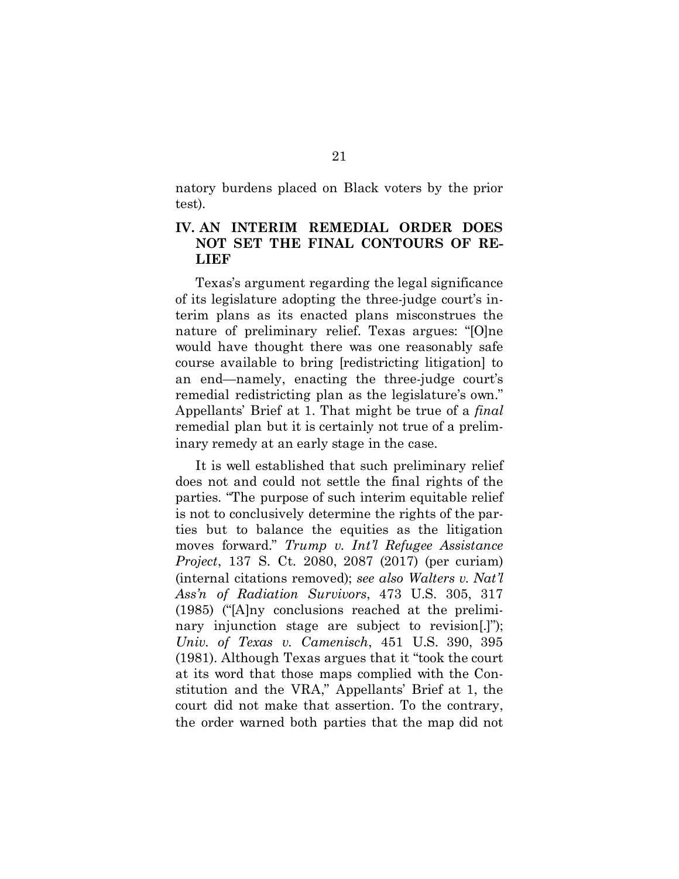natory burdens placed on Black voters by the prior test).

## IV. AN INTERIM REMEDIAL ORDER DOES NOT SET THE FINAL CONTOURS OF RELIEF

Texas's argument regarding the legal significance of its legislature adopting the three-judge court's interim plans as its enacted plans misconstrues the nature of preliminary relief. Texas argues: "[O]ne would have thought there was one reasonably safe course available to bring [redistricting litigation] to an end—namely, enacting the three-judge court's remedial redistricting plan as the legislature's own." Appellants' Brief at 1. That might be true of a *final* remedial plan but it is certainly not true of a preliminary remedy at an early stage in the case.

It is well established that such preliminary relief does not and could not settle the final rights of the parties. "The purpose of such interim equitable relief is not to conclusively determine the rights of the parties but to balance the equities as the litigation moves forward." *Trump v. Int'l Refugee Assistance Project*, 137 S. Ct. 2080, 2087 (2017) (per curiam) (internal citations removed); *see also Walters v. Nat'l Ass'n of Radiation Survivors*, 473 U.S. 305, 317 (1985) ("[A]ny conclusions reached at the preliminary injunction stage are subject to revision[.]"); *Univ. of Texas v. Camenisch*, 451 U.S. 390, 395 (1981). Although Texas argues that it "took the court at its word that those maps complied with the Constitution and the VRA," Appellants' Brief at 1, the court did not make that assertion. To the contrary, the order warned both parties that the map did not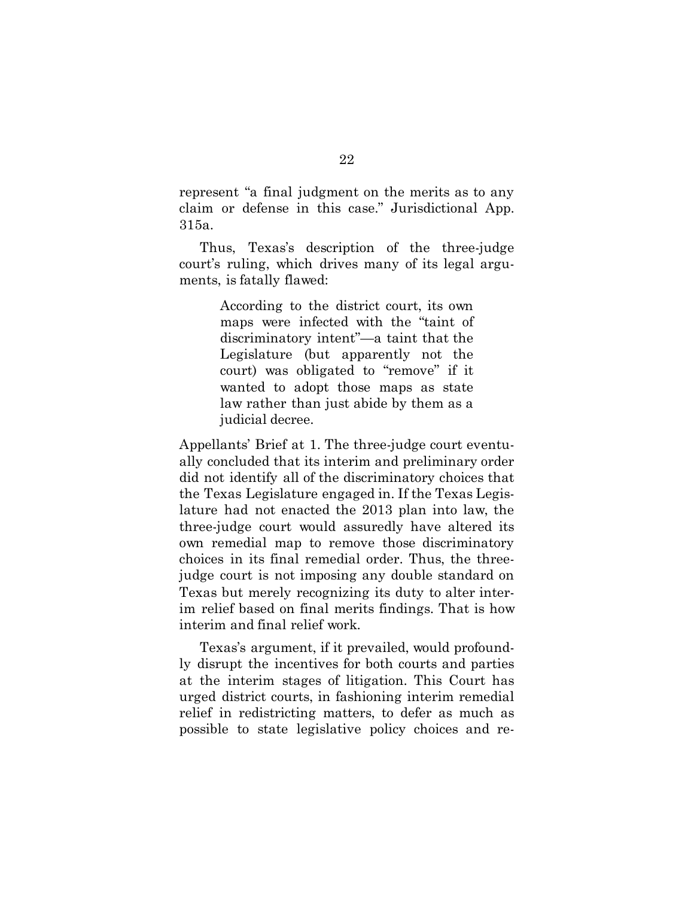represent "a final judgment on the merits as to any claim or defense in this case." Jurisdictional App. 315a.

Thus, Texas's description of the three-judge court's ruling, which drives many of its legal arguments, is fatally flawed:

> According to the district court, its own maps were infected with the "taint of discriminatory intent"—a taint that the Legislature (but apparently not the court) was obligated to "remove" if it wanted to adopt those maps as state law rather than just abide by them as a judicial decree.

Appellants' Brief at 1. The three-judge court eventually concluded that its interim and preliminary order did not identify all of the discriminatory choices that the Texas Legislature engaged in. If the Texas Legislature had not enacted the 2013 plan into law, the three-judge court would assuredly have altered its own remedial map to remove those discriminatory choices in its final remedial order. Thus, the three-judge court is not imposing any double standard on Texas but merely recognizing its duty to alter interim relief based on final merits findings. That is how interim and final relief work.

Texas's argument, if it prevailed, would profoundly disrupt the incentives for both courts and parties at the interim stages of litigation. This Court has urged district courts, in fashioning interim remedial relief in redistricting matters, to defer as much as possible to state legislative policy choices and re-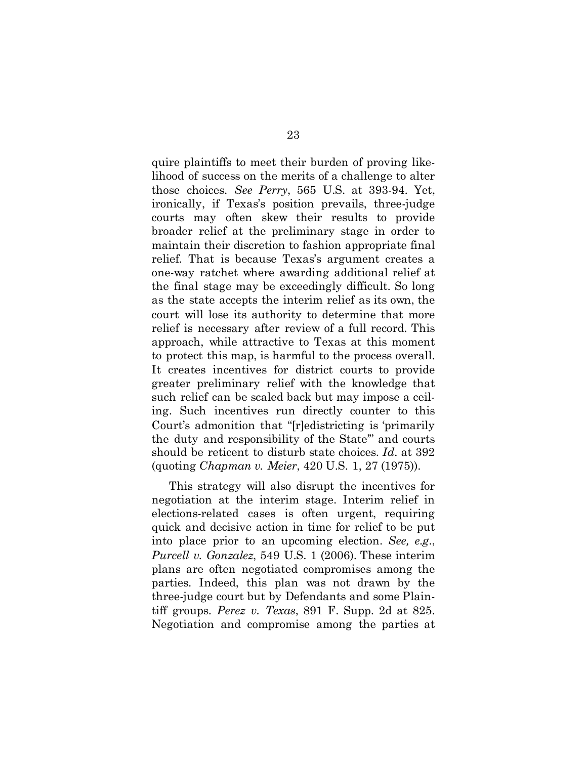quire plaintiffs to meet their burden of proving likelihood of success on the merits of a challenge to alter those choices. *See Perry*, 565 U.S. at 393-94. Yet, ironically, if Texas's position prevails, three-judge courts may often skew their results to provide broader relief at the preliminary stage in order to maintain their discretion to fashion appropriate final relief. That is because Texas's argument creates a one-way ratchet where awarding additional relief at the final stage may be exceedingly difficult. So long as the state accepts the interim relief as its own, the court will lose its authority to determine that more relief is necessary after review of a full record. This approach, while attractive to Texas at this moment to protect this map, is harmful to the process overall. It creates incentives for district courts to provide greater preliminary relief with the knowledge that such relief can be scaled back but may impose a ceiling. Such incentives run directly counter to this Court's admonition that "[r]edistricting is 'primarily the duty and responsibility of the State'" and courts should be reticent to disturb state choices. *Id.* at 392 (quoting *Chapman v. Meier*, 420 U.S. 1, 27 (1975)).

This strategy will also disrupt the incentives for negotiation at the interim stage. Interim relief in elections-related cases is often urgent, requiring quick and decisive action in time for relief to be put into place prior to an upcoming election. *See, e.g.*, *Purcell v. Gonzalez*, 549 U.S. 1 (2006). These interim plans are often negotiated compromises among the parties. Indeed, this plan was not drawn by the three-judge court but by Defendants and some Plaintiff groups. *Perez v. Texas*, 891 F. Supp. 2d at 825. Negotiation and compromise among the parties at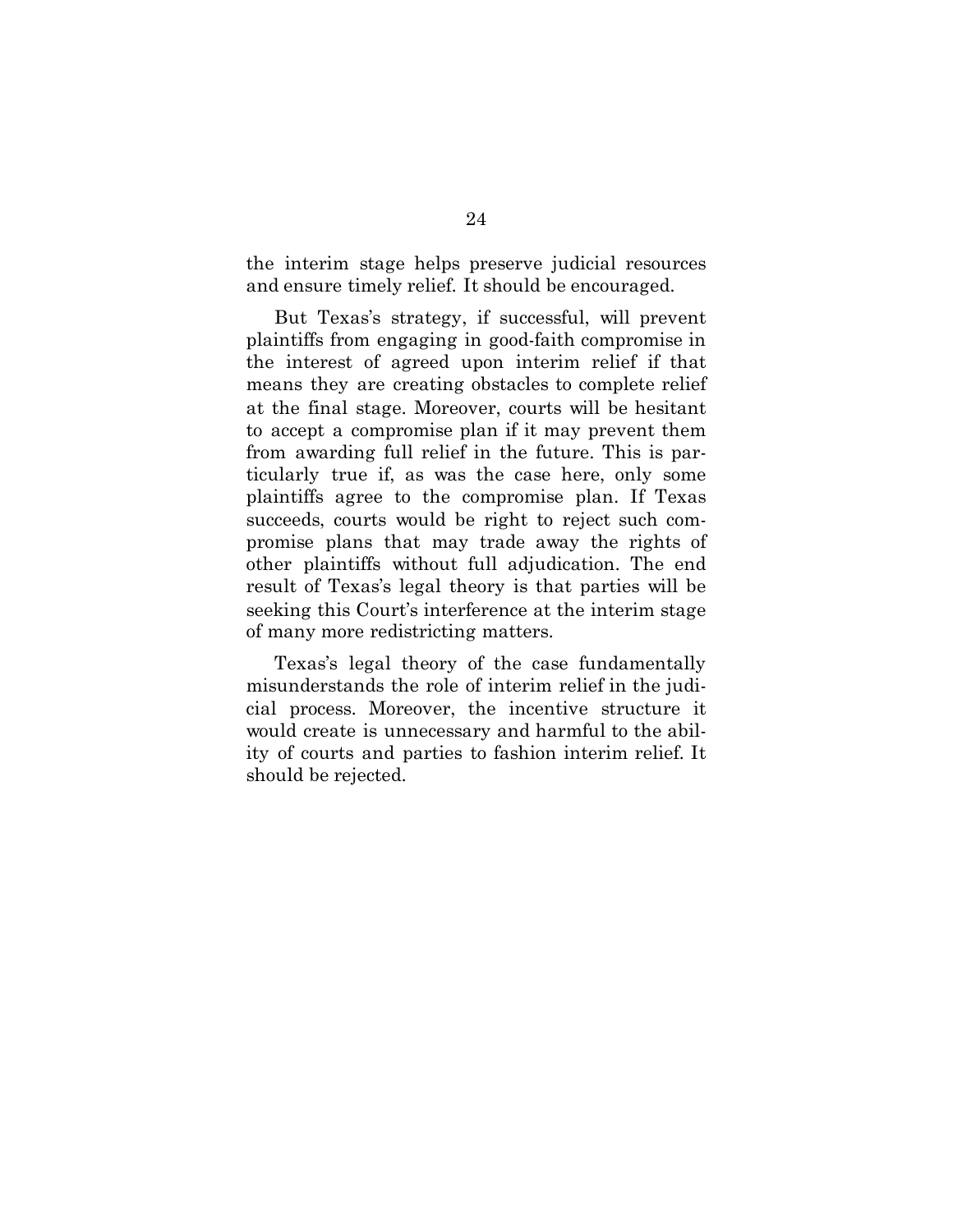the interim stage helps preserve judicial resources and ensure timely relief. It should be encouraged.

But Texas's strategy, if successful, will prevent plaintiffs from engaging in good-faith compromise in the interest of agreed upon interim relief if that means they are creating obstacles to complete relief at the final stage. Moreover, courts will be hesitant to accept a compromise plan if it may prevent them from awarding full relief in the future. This is particularly true if, as was the case here, only some plaintiffs agree to the compromise plan. If Texas succeeds, courts would be right to reject such compromise plans that may trade away the rights of other plaintiffs without full adjudication. The end result of Texas's legal theory is that parties will be seeking this Court's interference at the interim stage of many more redistricting matters.

Texas's legal theory of the case fundamentally misunderstands the role of interim relief in the judicial process. Moreover, the incentive structure it would create is unnecessary and harmful to the ability of courts and parties to fashion interim relief. It should be rejected.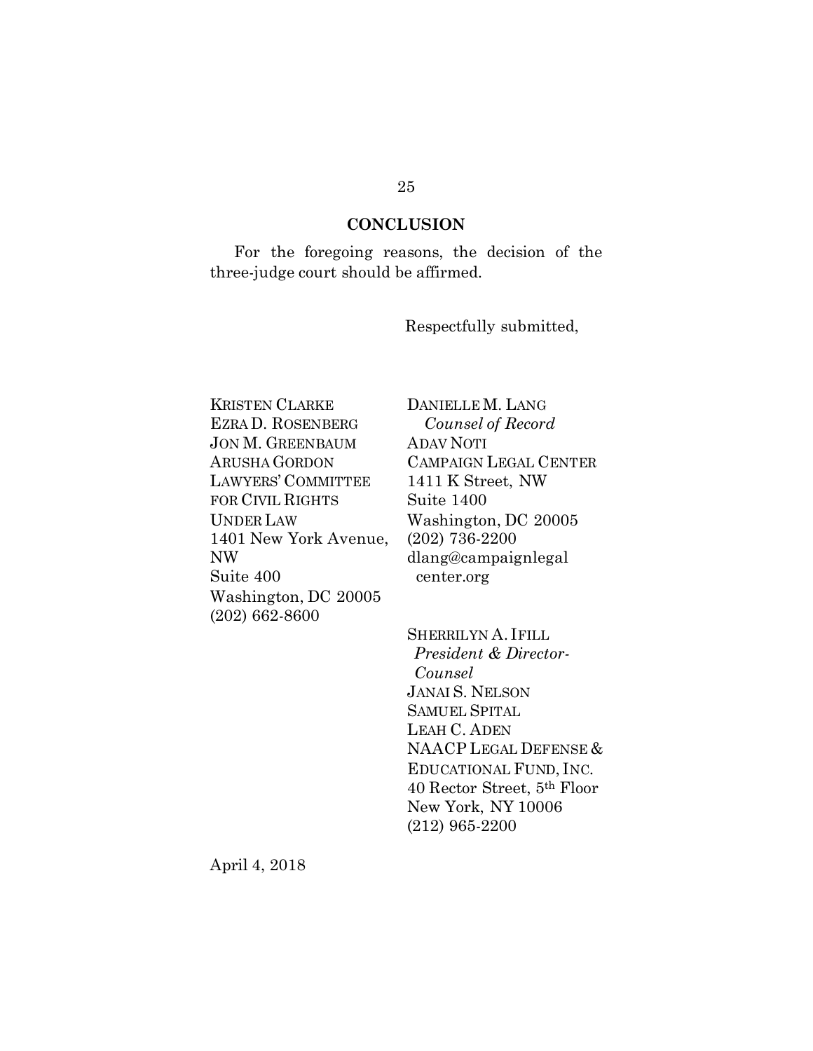## CONCLUSION

For the foregoing reasons, the decision of the three-judge court should be affirmed.

Respectfully submitted,

KRISTEN CLARKE
EZRA D. ROSENBERG
JON M. GREENBAUM
ARUSHA GORDON
LAWYERS' COMMITTEE FOR CIVIL RIGHTS UNDER LAW
1401 New York Avenue, NW
Suite 400
Washington, DC 20005
(202) 662-8600

DANIELLE M. LANG
*Counsel of Record*
ADAV NOTI
CAMPAIGN LEGAL CENTER
1411 K Street, NW
Suite 1400
Washington, DC 20005
(202) 736-2200
dlang@campaignlegalcenter.org

SHERRILYN A. IFILL
*President & Director-Counsel*
JANAI S. NELSON
SAMUEL SPITAL
LEAH C. ADEN
NAACP LEGAL DEFENSE & EDUCATIONAL FUND, INC.
40 Rector Street, 5th Floor
New York, NY 10006
(212) 965-2200

April 4, 2018